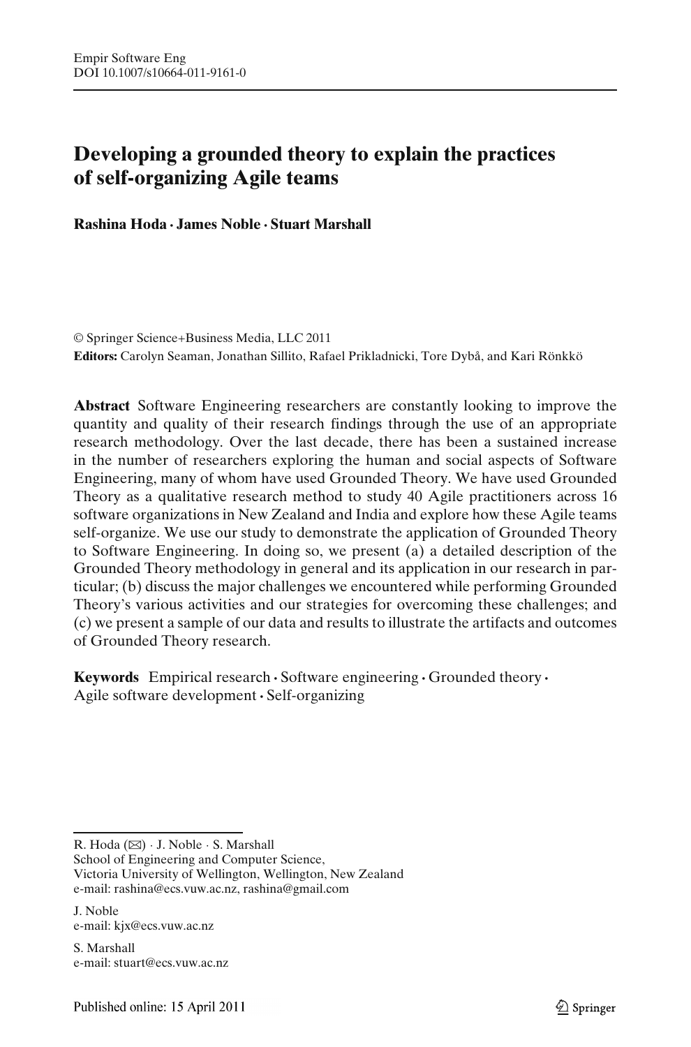# Developing a grounded theory to explain the practices of self-organizing Agile teams

**Rashina Hoda · James Noble · Stuart Marshall**

© Springer Science+Business Media, LLC 2011

**Editors:** Carolyn Seaman, Jonathan Sillito, Rafael Prikladnicki, Tore Dybå, and Kari Rönkkö

**Abstract** Software Engineering researchers are constantly looking to improve the quantity and quality of their research findings through the use of an appropriate research methodology. Over the last decade, there has been a sustained increase in the number of researchers exploring the human and social aspects of Software Engineering, many of whom have used Grounded Theory. We have used Grounded Theory as a qualitative research method to study 40 Agile practitioners across 16 software organizations in New Zealand and India and explore how these Agile teams self-organize. We use our study to demonstrate the application of Grounded Theory to Software Engineering. In doing so, we present (a) a detailed description of the Grounded Theory methodology in general and its application in our research in particular; (b) discuss the major challenges we encountered while performing Grounded Theory's various activities and our strategies for overcoming these challenges; and (c) we present a sample of our data and results to illustrate the artifacts and outcomes of Grounded Theory research.

**Keywords** Empirical research · Software engineering · Grounded theory · Agile software development · Self-organizing

---

R. Hoda (✉) · J. Noble · S. Marshall
School of Engineering and Computer Science,
Victoria University of Wellington, Wellington, New Zealand
e-mail: rashina@ecs.vuw.ac.nz, rashina@gmail.com

J. Noble
e-mail: kjx@ecs.vuw.ac.nz

S. Marshall
e-mail: stuart@ecs.vuw.ac.nz

Published online: 15 April 2011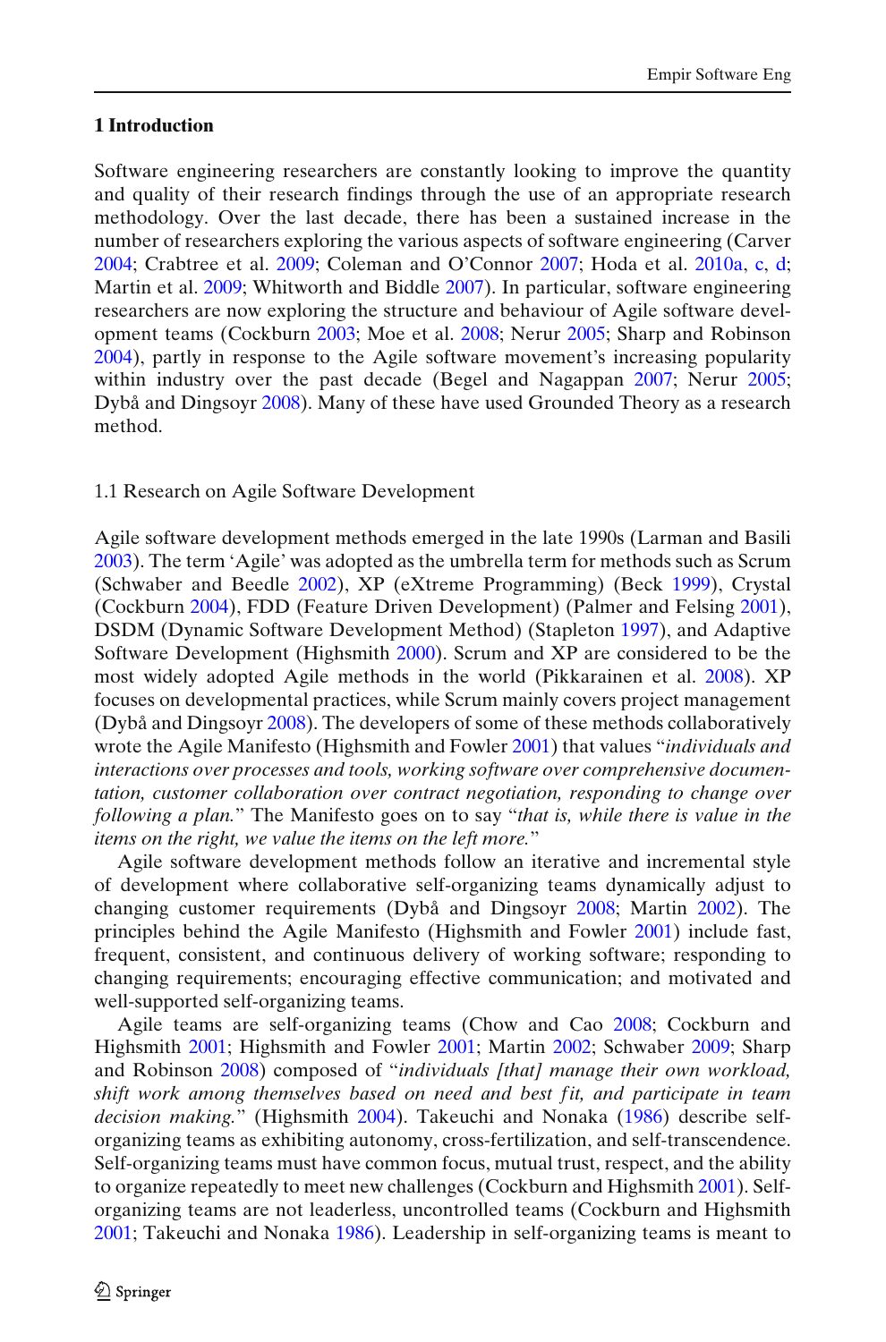## 1 Introduction

Software engineering researchers are constantly looking to improve the quantity and quality of their research findings through the use of an appropriate research methodology. Over the last decade, there has been a sustained increase in the number of researchers exploring the various aspects of software engineering (Carver 2004; Crabtree et al. 2009; Coleman and O'Connor 2007; Hoda et al. 2010a, c, d; Martin et al. 2009; Whitworth and Biddle 2007). In particular, software engineering researchers are now exploring the structure and behaviour of Agile software development teams (Cockburn 2003; Moe et al. 2008; Nerur 2005; Sharp and Robinson 2004), partly in response to the Agile software movement's increasing popularity within industry over the past decade (Begel and Nagappan 2007; Nerur 2005; Dybå and Dingsoyr 2008). Many of these have used Grounded Theory as a research method.

### 1.1 Research on Agile Software Development

Agile software development methods emerged in the late 1990s (Larman and Basili 2003). The term 'Agile' was adopted as the umbrella term for methods such as Scrum (Schwaber and Beedle 2002), XP (eXtreme Programming) (Beck 1999), Crystal (Cockburn 2004), FDD (Feature Driven Development) (Palmer and Felsing 2001), DSDM (Dynamic Software Development Method) (Stapleton 1997), and Adaptive Software Development (Highsmith 2000). Scrum and XP are considered to be the most widely adopted Agile methods in the world (Pikkarainen et al. 2008). XP focuses on developmental practices, while Scrum mainly covers project management (Dybå and Dingsoyr 2008). The developers of some of these methods collaboratively wrote the Agile Manifesto (Highsmith and Fowler 2001) that values "*individuals and interactions over processes and tools, working software over comprehensive documentation, customer collaboration over contract negotiation, responding to change over following a plan.*" The Manifesto goes on to say "*that is, while there is value in the items on the right, we value the items on the left more.*"

Agile software development methods follow an iterative and incremental style of development where collaborative self-organizing teams dynamically adjust to changing customer requirements (Dybå and Dingsoyr 2008; Martin 2002). The principles behind the Agile Manifesto (Highsmith and Fowler 2001) include fast, frequent, consistent, and continuous delivery of working software; responding to changing requirements; encouraging effective communication; and motivated and well-supported self-organizing teams.

Agile teams are self-organizing teams (Chow and Cao 2008; Cockburn and Highsmith 2001; Highsmith and Fowler 2001; Martin 2002; Schwaber 2009; Sharp and Robinson 2008) composed of "*individuals [that] manage their own workload, shift work among themselves based on need and best fit, and participate in team decision making.*" (Highsmith 2004). Takeuchi and Nonaka (1986) describe self-organizing teams as exhibiting autonomy, cross-fertilization, and self-transcendence. Self-organizing teams must have common focus, mutual trust, respect, and the ability to organize repeatedly to meet new challenges (Cockburn and Highsmith 2001). Self-organizing teams are not leaderless, uncontrolled teams (Cockburn and Highsmith 2001; Takeuchi and Nonaka 1986). Leadership in self-organizing teams is meant to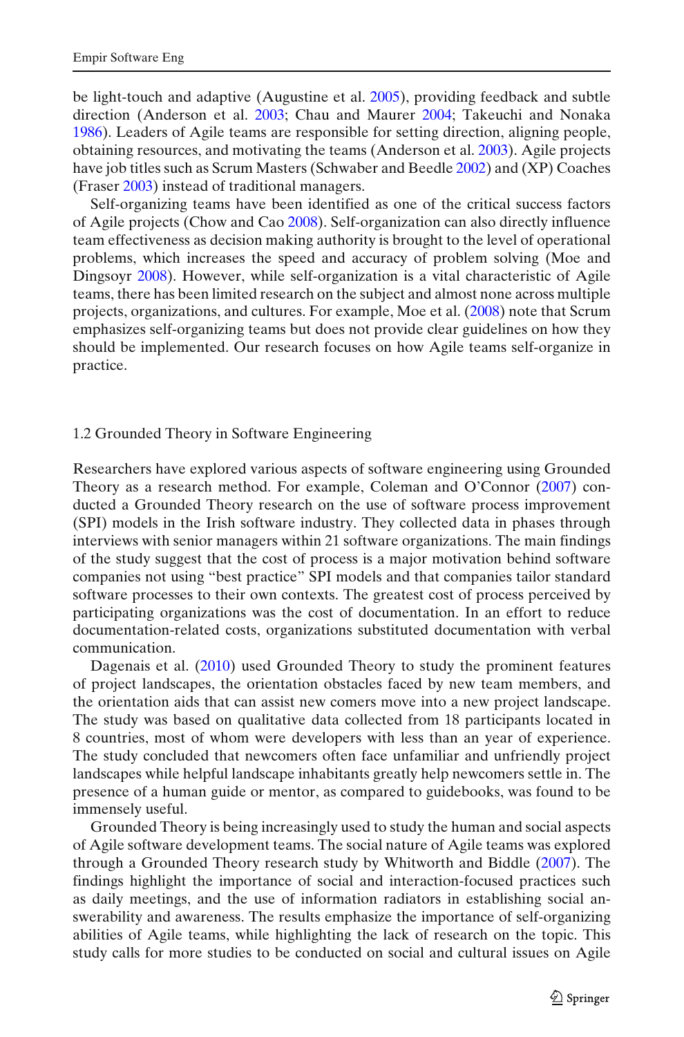be light-touch and adaptive (Augustine et al. 2005), providing feedback and subtle direction (Anderson et al. 2003; Chau and Maurer 2004; Takeuchi and Nonaka 1986). Leaders of Agile teams are responsible for setting direction, aligning people, obtaining resources, and motivating the teams (Anderson et al. 2003). Agile projects have job titles such as Scrum Masters (Schwaber and Beedle 2002) and (XP) Coaches (Fraser 2003) instead of traditional managers.

Self-organizing teams have been identified as one of the critical success factors of Agile projects (Chow and Cao 2008). Self-organization can also directly influence team effectiveness as decision making authority is brought to the level of operational problems, which increases the speed and accuracy of problem solving (Moe and Dingsoyr 2008). However, while self-organization is a vital characteristic of Agile teams, there has been limited research on the subject and almost none across multiple projects, organizations, and cultures. For example, Moe et al. (2008) note that Scrum emphasizes self-organizing teams but does not provide clear guidelines on how they should be implemented. Our research focuses on how Agile teams self-organize in practice.

### 1.2 Grounded Theory in Software Engineering

Researchers have explored various aspects of software engineering using Grounded Theory as a research method. For example, Coleman and O'Connor (2007) conducted a Grounded Theory research on the use of software process improvement (SPI) models in the Irish software industry. They collected data in phases through interviews with senior managers within 21 software organizations. The main findings of the study suggest that the cost of process is a major motivation behind software companies not using "best practice" SPI models and that companies tailor standard software processes to their own contexts. The greatest cost of process perceived by participating organizations was the cost of documentation. In an effort to reduce documentation-related costs, organizations substituted documentation with verbal communication.

Dagenais et al. (2010) used Grounded Theory to study the prominent features of project landscapes, the orientation obstacles faced by new team members, and the orientation aids that can assist new comers move into a new project landscape. The study was based on qualitative data collected from 18 participants located in 8 countries, most of whom were developers with less than an year of experience. The study concluded that newcomers often face unfamiliar and unfriendly project landscapes while helpful landscape inhabitants greatly help newcomers settle in. The presence of a human guide or mentor, as compared to guidebooks, was found to be immensely useful.

Grounded Theory is being increasingly used to study the human and social aspects of Agile software development teams. The social nature of Agile teams was explored through a Grounded Theory research study by Whitworth and Biddle (2007). The findings highlight the importance of social and interaction-focused practices such as daily meetings, and the use of information radiators in establishing social answerability and awareness. The results emphasize the importance of self-organizing abilities of Agile teams, while highlighting the lack of research on the topic. This study calls for more studies to be conducted on social and cultural issues on Agile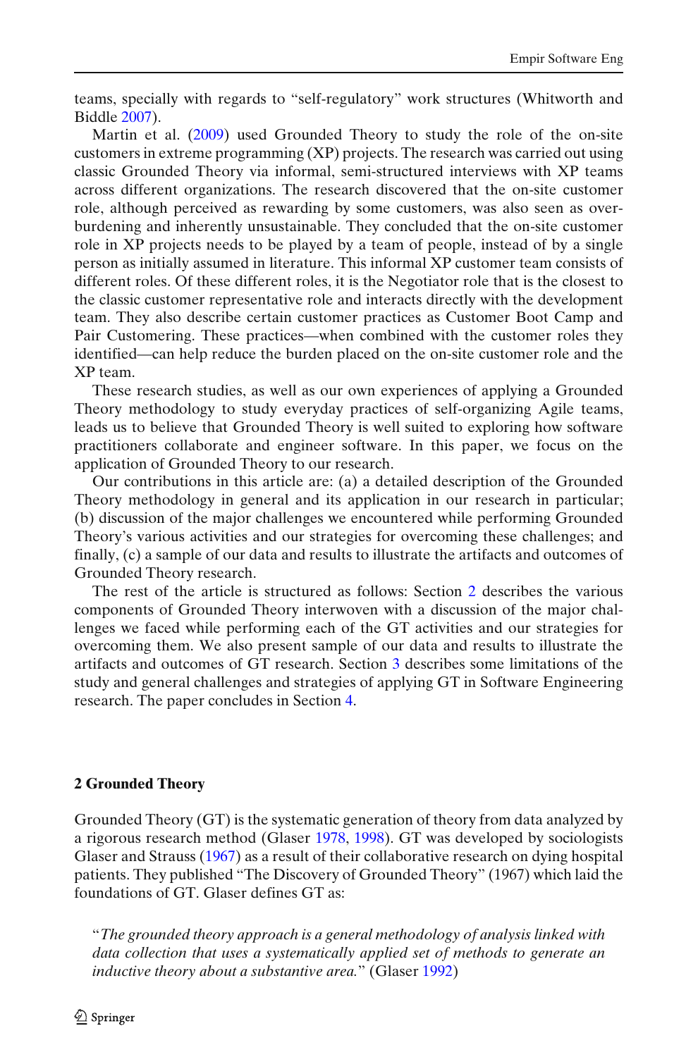teams, specially with regards to "self-regulatory" work structures (Whitworth and Biddle 2007).

Martin et al. (2009) used Grounded Theory to study the role of the on-site customers in extreme programming (XP) projects. The research was carried out using classic Grounded Theory via informal, semi-structured interviews with XP teams across different organizations. The research discovered that the on-site customer role, although perceived as rewarding by some customers, was also seen as over-burdening and inherently unsustainable. They concluded that the on-site customer role in XP projects needs to be played by a team of people, instead of by a single person as initially assumed in literature. This informal XP customer team consists of different roles. Of these different roles, it is the Negotiator role that is the closest to the classic customer representative role and interacts directly with the development team. They also describe certain customer practices as Customer Boot Camp and Pair Customering. These practices—when combined with the customer roles they identified—can help reduce the burden placed on the on-site customer role and the XP team.

These research studies, as well as our own experiences of applying a Grounded Theory methodology to study everyday practices of self-organizing Agile teams, leads us to believe that Grounded Theory is well suited to exploring how software practitioners collaborate and engineer software. In this paper, we focus on the application of Grounded Theory to our research.

Our contributions in this article are: (a) a detailed description of the Grounded Theory methodology in general and its application in our research in particular; (b) discussion of the major challenges we encountered while performing Grounded Theory's various activities and our strategies for overcoming these challenges; and finally, (c) a sample of our data and results to illustrate the artifacts and outcomes of Grounded Theory research.

The rest of the article is structured as follows: Section 2 describes the various components of Grounded Theory interwoven with a discussion of the major challenges we faced while performing each of the GT activities and our strategies for overcoming them. We also present sample of our data and results to illustrate the artifacts and outcomes of GT research. Section 3 describes some limitations of the study and general challenges and strategies of applying GT in Software Engineering research. The paper concludes in Section 4.

## 2 Grounded Theory

Grounded Theory (GT) is the systematic generation of theory from data analyzed by a rigorous research method (Glaser 1978, 1998). GT was developed by sociologists Glaser and Strauss (1967) as a result of their collaborative research on dying hospital patients. They published "The Discovery of Grounded Theory" (1967) which laid the foundations of GT. Glaser defines GT as:

> "*The grounded theory approach is a general methodology of analysis linked with data collection that uses a systematically applied set of methods to generate an inductive theory about a substantive area.*" (Glaser 1992)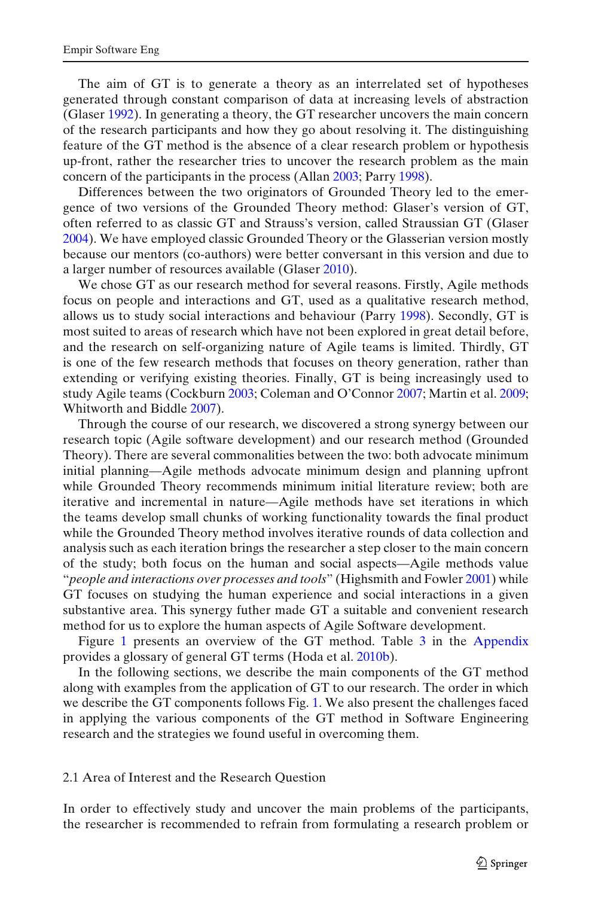The aim of GT is to generate a theory as an interrelated set of hypotheses generated through constant comparison of data at increasing levels of abstraction (Glaser 1992). In generating a theory, the GT researcher uncovers the main concern of the research participants and how they go about resolving it. The distinguishing feature of the GT method is the absence of a clear research problem or hypothesis up-front, rather the researcher tries to uncover the research problem as the main concern of the participants in the process (Allan 2003; Parry 1998).

Differences between the two originators of Grounded Theory led to the emergence of two versions of the Grounded Theory method: Glaser's version of GT, often referred to as classic GT and Strauss's version, called Straussian GT (Glaser 2004). We have employed classic Grounded Theory or the Glaserian version mostly because our mentors (co-authors) were better conversant in this version and due to a larger number of resources available (Glaser 2010).

We chose GT as our research method for several reasons. Firstly, Agile methods focus on people and interactions and GT, used as a qualitative research method, allows us to study social interactions and behaviour (Parry 1998). Secondly, GT is most suited to areas of research which have not been explored in great detail before, and the research on self-organizing nature of Agile teams is limited. Thirdly, GT is one of the few research methods that focuses on theory generation, rather than extending or verifying existing theories. Finally, GT is being increasingly used to study Agile teams (Cockburn 2003; Coleman and O'Connor 2007; Martin et al. 2009; Whitworth and Biddle 2007).

Through the course of our research, we discovered a strong synergy between our research topic (Agile software development) and our research method (Grounded Theory). There are several commonalities between the two: both advocate minimum initial planning—Agile methods advocate minimum design and planning upfront while Grounded Theory recommends minimum initial literature review; both are iterative and incremental in nature—Agile methods have set iterations in which the teams develop small chunks of working functionality towards the final product while the Grounded Theory method involves iterative rounds of data collection and analysis such as each iteration brings the researcher a step closer to the main concern of the study; both focus on the human and social aspects—Agile methods value "*people and interactions over processes and tools*" (Highsmith and Fowler 2001) while GT focuses on studying the human experience and social interactions in a given substantive area. This synergy futher made GT a suitable and convenient research method for us to explore the human aspects of Agile Software development.

Figure 1 presents an overview of the GT method. Table 3 in the Appendix provides a glossary of general GT terms (Hoda et al. 2010b).

In the following sections, we describe the main components of the GT method along with examples from the application of GT to our research. The order in which we describe the GT components follows Fig. 1. We also present the challenges faced in applying the various components of the GT method in Software Engineering research and the strategies we found useful in overcoming them.

### 2.1 Area of Interest and the Research Question

In order to effectively study and uncover the main problems of the participants, the researcher is recommended to refrain from formulating a research problem or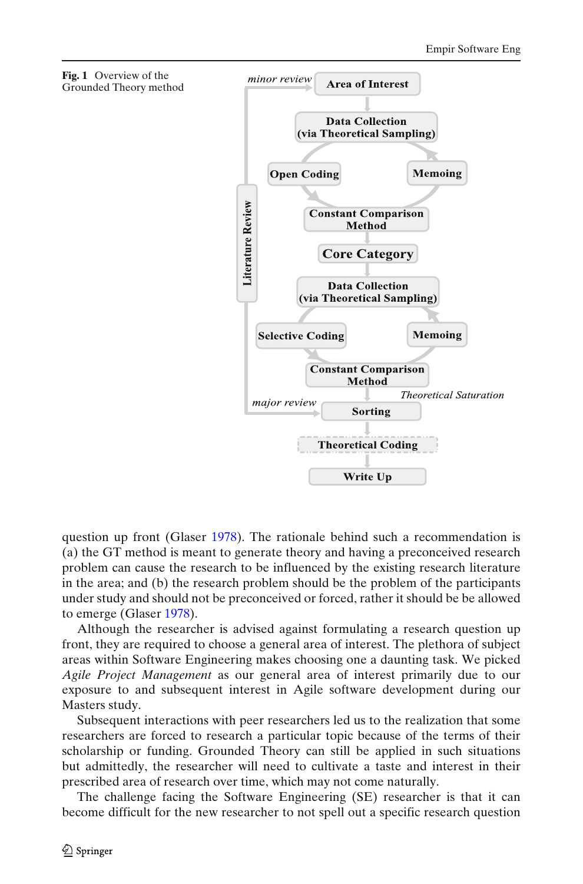**Fig. 1** Overview of the Grounded Theory method

question up front (Glaser 1978). The rationale behind such a recommendation is (a) the GT method is meant to generate theory and having a preconceived research problem can cause the research to be influenced by the existing research literature in the area; and (b) the research problem should be the problem of the participants under study and should not be preconceived or forced, rather it should be be allowed to emerge (Glaser 1978).

Although the researcher is advised against formulating a research question up front, they are required to choose a general area of interest. The plethora of subject areas within Software Engineering makes choosing one a daunting task. We picked *Agile Project Management* as our general area of interest primarily due to our exposure to and subsequent interest in Agile software development during our Masters study.

Subsequent interactions with peer researchers led us to the realization that some researchers are forced to research a particular topic because of the terms of their scholarship or funding. Grounded Theory can still be applied in such situations but admittedly, the researcher will need to cultivate a taste and interest in their prescribed area of research over time, which may not come naturally.

The challenge facing the Software Engineering (SE) researcher is that it can become difficult for the new researcher to not spell out a specific research question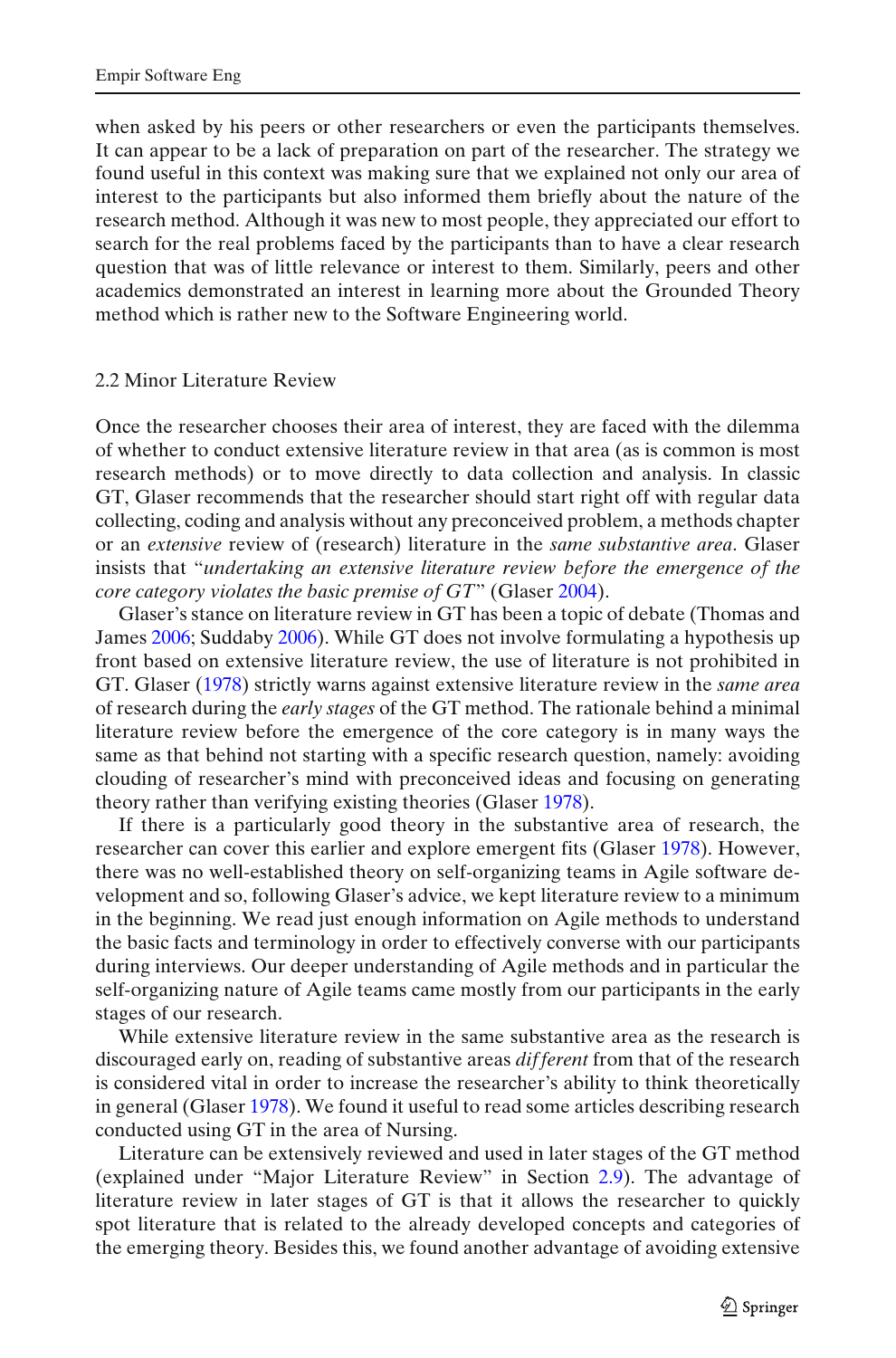when asked by his peers or other researchers or even the participants themselves. It can appear to be a lack of preparation on part of the researcher. The strategy we found useful in this context was making sure that we explained not only our area of interest to the participants but also informed them briefly about the nature of the research method. Although it was new to most people, they appreciated our effort to search for the real problems faced by the participants than to have a clear research question that was of little relevance or interest to them. Similarly, peers and other academics demonstrated an interest in learning more about the Grounded Theory method which is rather new to the Software Engineering world.

### 2.2 Minor Literature Review

Once the researcher chooses their area of interest, they are faced with the dilemma of whether to conduct extensive literature review in that area (as is common is most research methods) or to move directly to data collection and analysis. In classic GT, Glaser recommends that the researcher should start right off with regular data collecting, coding and analysis without any preconceived problem, a methods chapter or an *extensive* review of (research) literature in the *same substantive area*. Glaser insists that "*undertaking an extensive literature review before the emergence of the core category violates the basic premise of GT*" (Glaser 2004).

Glaser's stance on literature review in GT has been a topic of debate (Thomas and James 2006; Suddaby 2006). While GT does not involve formulating a hypothesis up front based on extensive literature review, the use of literature is not prohibited in GT. Glaser (1978) strictly warns against extensive literature review in the *same area* of research during the *early stages* of the GT method. The rationale behind a minimal literature review before the emergence of the core category is in many ways the same as that behind not starting with a specific research question, namely: avoiding clouding of researcher's mind with preconceived ideas and focusing on generating theory rather than verifying existing theories (Glaser 1978).

If there is a particularly good theory in the substantive area of research, the researcher can cover this earlier and explore emergent fits (Glaser 1978). However, there was no well-established theory on self-organizing teams in Agile software development and so, following Glaser's advice, we kept literature review to a minimum in the beginning. We read just enough information on Agile methods to understand the basic facts and terminology in order to effectively converse with our participants during interviews. Our deeper understanding of Agile methods and in particular the self-organizing nature of Agile teams came mostly from our participants in the early stages of our research.

While extensive literature review in the same substantive area as the research is discouraged early on, reading of substantive areas *different* from that of the research is considered vital in order to increase the researcher's ability to think theoretically in general (Glaser 1978). We found it useful to read some articles describing research conducted using GT in the area of Nursing.

Literature can be extensively reviewed and used in later stages of the GT method (explained under "Major Literature Review" in Section 2.9). The advantage of literature review in later stages of GT is that it allows the researcher to quickly spot literature that is related to the already developed concepts and categories of the emerging theory. Besides this, we found another advantage of avoiding extensive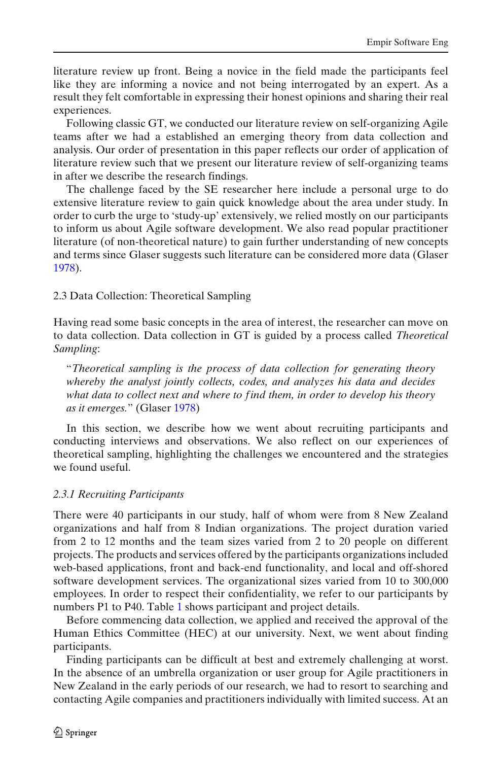literature review up front. Being a novice in the field made the participants feel like they are informing a novice and not being interrogated by an expert. As a result they felt comfortable in expressing their honest opinions and sharing their real experiences.

Following classic GT, we conducted our literature review on self-organizing Agile teams after we had a established an emerging theory from data collection and analysis. Our order of presentation in this paper reflects our order of application of literature review such that we present our literature review of self-organizing teams in after we describe the research findings.

The challenge faced by the SE researcher here include a personal urge to do extensive literature review to gain quick knowledge about the area under study. In order to curb the urge to 'study-up' extensively, we relied mostly on our participants to inform us about Agile software development. We also read popular practitioner literature (of non-theoretical nature) to gain further understanding of new concepts and terms since Glaser suggests such literature can be considered more data (Glaser 1978).

## 2.3 Data Collection: Theoretical Sampling

Having read some basic concepts in the area of interest, the researcher can move on to data collection. Data collection in GT is guided by a process called *Theoretical Sampling*:

> "*Theoretical sampling is the process of data collection for generating theory whereby the analyst jointly collects, codes, and analyzes his data and decides what data to collect next and where to find them, in order to develop his theory as it emerges.*" (Glaser 1978)

In this section, we describe how we went about recruiting participants and conducting interviews and observations. We also reflect on our experiences of theoretical sampling, highlighting the challenges we encountered and the strategies we found useful.

### *2.3.1 Recruiting Participants*

There were 40 participants in our study, half of whom were from 8 New Zealand organizations and half from 8 Indian organizations. The project duration varied from 2 to 12 months and the team sizes varied from 2 to 20 people on different projects. The products and services offered by the participants organizations included web-based applications, front and back-end functionality, and local and off-shored software development services. The organizational sizes varied from 10 to 300,000 employees. In order to respect their confidentiality, we refer to our participants by numbers P1 to P40. Table 1 shows participant and project details.

Before commencing data collection, we applied and received the approval of the Human Ethics Committee (HEC) at our university. Next, we went about finding participants.

Finding participants can be difficult at best and extremely challenging at worst. In the absence of an umbrella organization or user group for Agile practitioners in New Zealand in the early periods of our research, we had to resort to searching and contacting Agile companies and practitioners individually with limited success. At an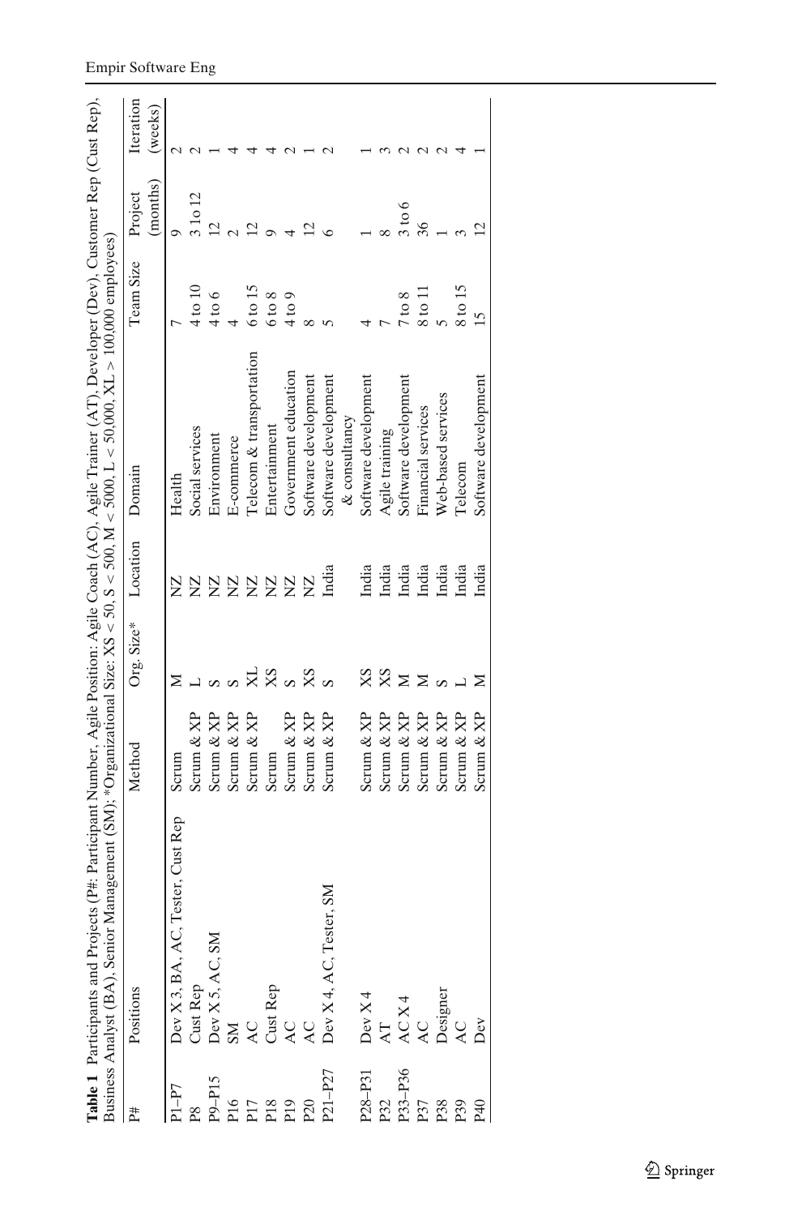**Table 1** Participants and Projects (P#: Participant Number, Agile Position: Agile Coach (AC), Agile Trainer (AT), Developer (Dev), Customer Rep (Cust Rep), Business Analyst (BA), Senior Management (SM); *Organizational Size: XS < 50, S < 500, M < 5000, L < 50,000, XL > 100,000 employees)

| P# | Positions | Method | Org. Size* | Location | Domain | Team Size | Project (months) | Iteration (weeks) |
|---|---|---|---|---|---|---|---|---|
| P1–P7 | Dev X 3, BA, AC, Tester, Cust Rep | Scrum | M | NZ | Health | 7 | 9 | 2 |
| P8 | Cust Rep | Scrum & XP | L | NZ | Social services | 4 to 10 | 3 to 12 | 2 |
| P9–P15 | Dev X 5, AC, SM | Scrum & XP | S | NZ | Environment | 4 to 6 | 12 | 1 |
| P16 | SM | Scrum & XP | S | NZ | E-commerce | 4 | 2 | 4 |
| P17 | AC | Scrum & XP | XL | NZ | Telecom & transportation | 6 to 15 | 12 | 4 |
| P18 | Cust Rep | Scrum | XS | NZ | Entertainment | 6 to 8 | 9 | 4 |
| P19 | AC | Scrum & XP | S | NZ | Government education | 4 to 9 | 4 | 2 |
| P20 | AC | Scrum & XP | XS | NZ | Software development | 8 | 12 | 1 |
| P21–P27 | Dev X 4, AC, Tester, SM | Scrum & XP | S | India | Software development & consultancy | 5 | 6 | 2 |
| P28–P31 | Dev X 4 | Scrum & XP | XS | India | Software development | 4 | 1 | 1 |
| P32 | AT | Scrum & XP | XS | India | Agile training | 7 | 8 | 3 |
| P33–P36 | AC X 4 | Scrum & XP | M | India | Software development | 7 to 8 | 3 to 6 | 2 |
| P37 | AC | Scrum & XP | M | India | Financial services | 8 to 11 | 36 | 2 |
| P38 | Designer | Scrum & XP | S | India | Web-based services | 5 | 1 | 2 |
| P39 | AC | Scrum & XP | L | India | Telecom | 8 to 15 | 3 | 4 |
| P40 | Dev | Scrum & XP | M | India | Software development | 15 | 12 | 1 |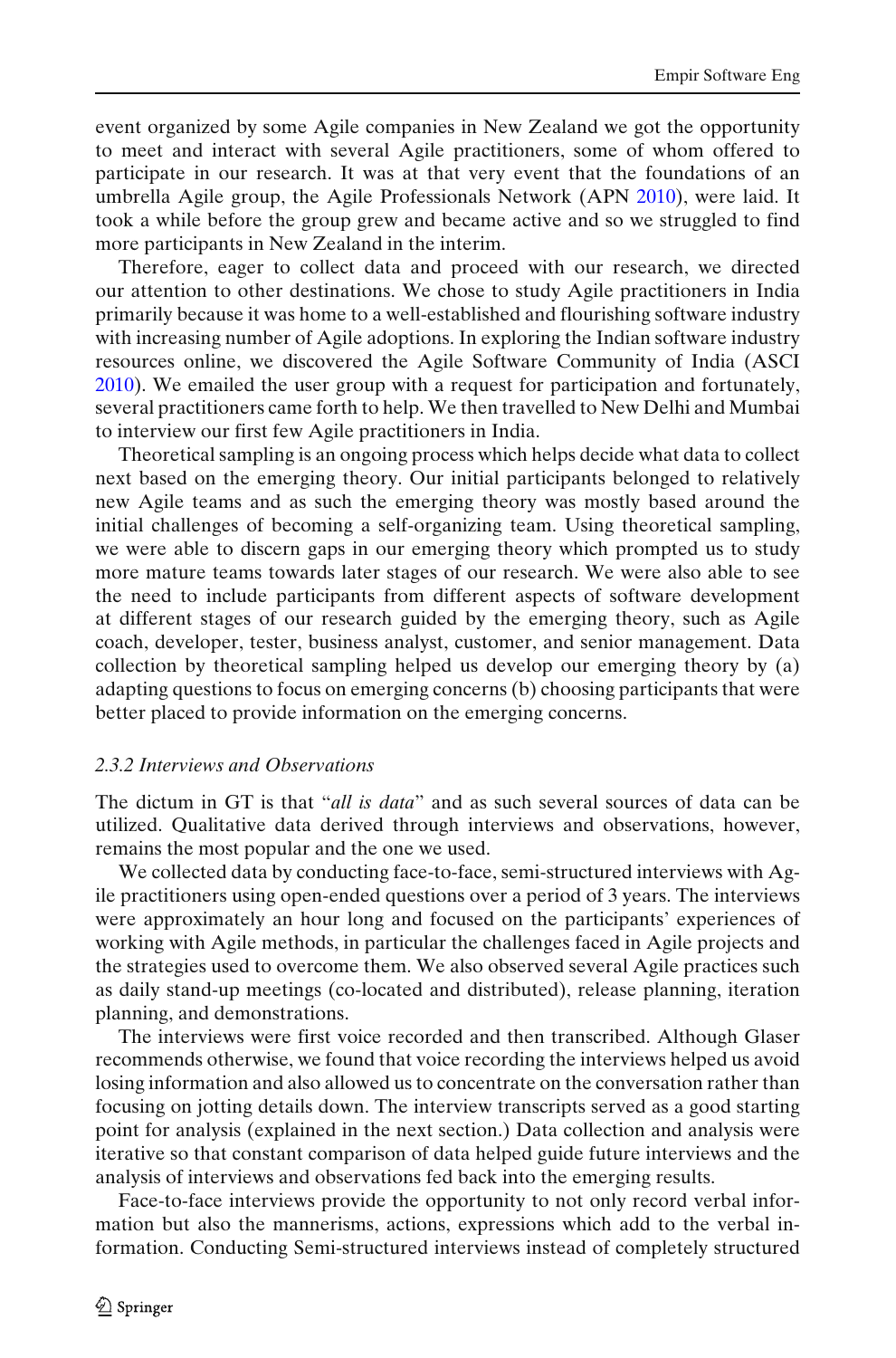event organized by some Agile companies in New Zealand we got the opportunity to meet and interact with several Agile practitioners, some of whom offered to participate in our research. It was at that very event that the foundations of an umbrella Agile group, the Agile Professionals Network (APN 2010), were laid. It took a while before the group grew and became active and so we struggled to find more participants in New Zealand in the interim.

Therefore, eager to collect data and proceed with our research, we directed our attention to other destinations. We chose to study Agile practitioners in India primarily because it was home to a well-established and flourishing software industry with increasing number of Agile adoptions. In exploring the Indian software industry resources online, we discovered the Agile Software Community of India (ASCI 2010). We emailed the user group with a request for participation and fortunately, several practitioners came forth to help. We then travelled to New Delhi and Mumbai to interview our first few Agile practitioners in India.

Theoretical sampling is an ongoing process which helps decide what data to collect next based on the emerging theory. Our initial participants belonged to relatively new Agile teams and as such the emerging theory was mostly based around the initial challenges of becoming a self-organizing team. Using theoretical sampling, we were able to discern gaps in our emerging theory which prompted us to study more mature teams towards later stages of our research. We were also able to see the need to include participants from different aspects of software development at different stages of our research guided by the emerging theory, such as Agile coach, developer, tester, business analyst, customer, and senior management. Data collection by theoretical sampling helped us develop our emerging theory by (a) adapting questions to focus on emerging concerns (b) choosing participants that were better placed to provide information on the emerging concerns.

### *2.3.2 Interviews and Observations*

The dictum in GT is that "*all is data*" and as such several sources of data can be utilized. Qualitative data derived through interviews and observations, however, remains the most popular and the one we used.

We collected data by conducting face-to-face, semi-structured interviews with Agile practitioners using open-ended questions over a period of 3 years. The interviews were approximately an hour long and focused on the participants' experiences of working with Agile methods, in particular the challenges faced in Agile projects and the strategies used to overcome them. We also observed several Agile practices such as daily stand-up meetings (co-located and distributed), release planning, iteration planning, and demonstrations.

The interviews were first voice recorded and then transcribed. Although Glaser recommends otherwise, we found that voice recording the interviews helped us avoid losing information and also allowed us to concentrate on the conversation rather than focusing on jotting details down. The interview transcripts served as a good starting point for analysis (explained in the next section.) Data collection and analysis were iterative so that constant comparison of data helped guide future interviews and the analysis of interviews and observations fed back into the emerging results.

Face-to-face interviews provide the opportunity to not only record verbal information but also the mannerisms, actions, expressions which add to the verbal information. Conducting Semi-structured interviews instead of completely structured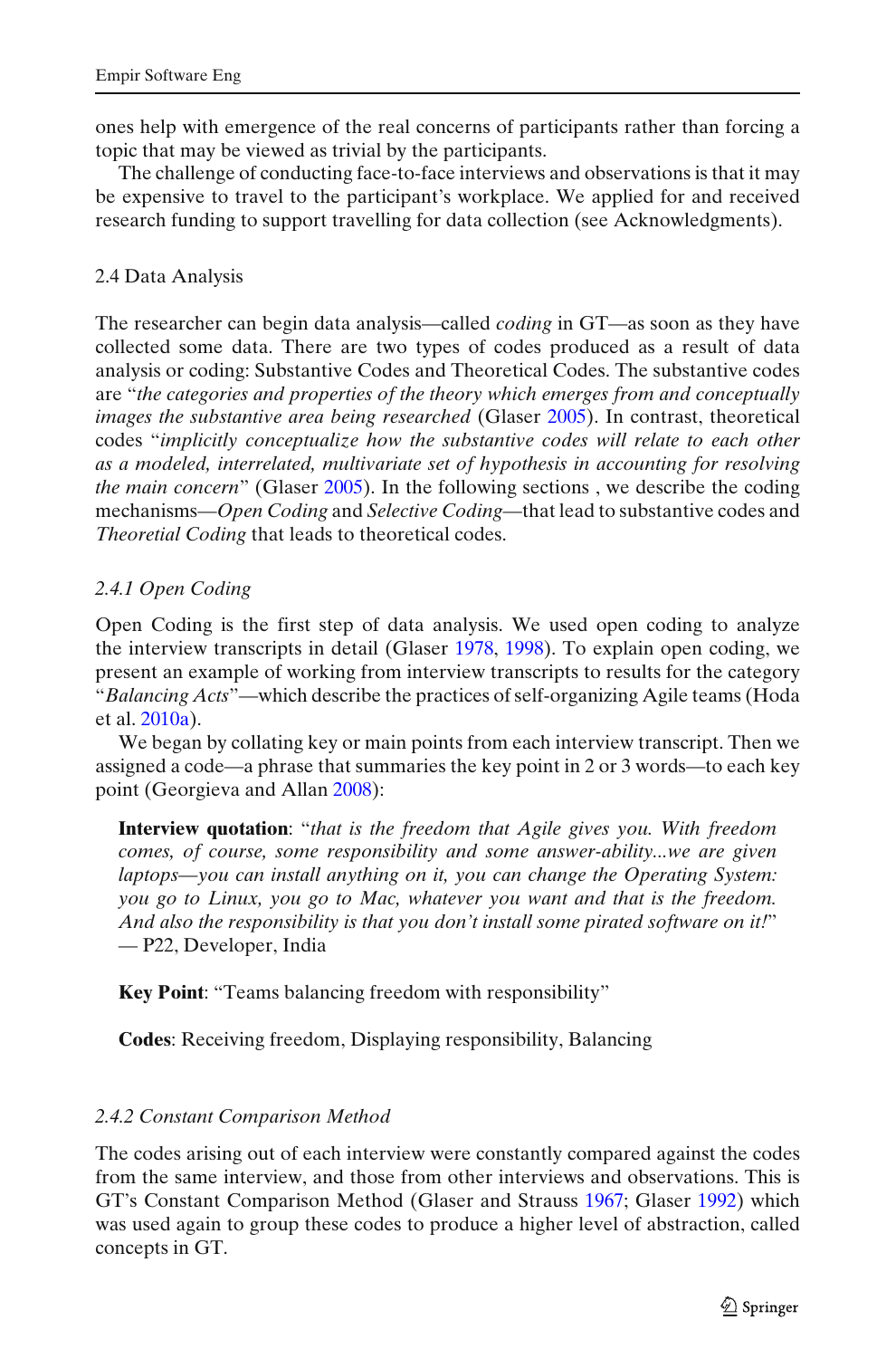ones help with emergence of the real concerns of participants rather than forcing a topic that may be viewed as trivial by the participants.

The challenge of conducting face-to-face interviews and observations is that it may be expensive to travel to the participant's workplace. We applied for and received research funding to support travelling for data collection (see Acknowledgments).

## 2.4 Data Analysis

The researcher can begin data analysis—called *coding* in GT—as soon as they have collected some data. There are two types of codes produced as a result of data analysis or coding: Substantive Codes and Theoretical Codes. The substantive codes are "*the categories and properties of the theory which emerges from and conceptually images the substantive area being researched* (Glaser 2005). In contrast, theoretical codes "*implicitly conceptualize how the substantive codes will relate to each other as a modeled, interrelated, multivariate set of hypothesis in accounting for resolving the main concern*" (Glaser 2005). In the following sections , we describe the coding mechanisms—*Open Coding* and *Selective Coding*—that lead to substantive codes and *Theoretial Coding* that leads to theoretical codes.

### *2.4.1 Open Coding*

Open Coding is the first step of data analysis. We used open coding to analyze the interview transcripts in detail (Glaser 1978, 1998). To explain open coding, we present an example of working from interview transcripts to results for the category "*Balancing Acts*"—which describe the practices of self-organizing Agile teams (Hoda et al. 2010a).

We began by collating key or main points from each interview transcript. Then we assigned a code—a phrase that summaries the key point in 2 or 3 words—to each key point (Georgieva and Allan 2008):

> **Interview quotation**: "*that is the freedom that Agile gives you. With freedom comes, of course, some responsibility and some answer-ability...we are given laptops—you can install anything on it, you can change the Operating System: you go to Linux, you go to Mac, whatever you want and that is the freedom. And also the responsibility is that you don't install some pirated software on it!*" — P22, Developer, India
>
> **Key Point**: "Teams balancing freedom with responsibility"
>
> **Codes**: Receiving freedom, Displaying responsibility, Balancing

### *2.4.2 Constant Comparison Method*

The codes arising out of each interview were constantly compared against the codes from the same interview, and those from other interviews and observations. This is GT's Constant Comparison Method (Glaser and Strauss 1967; Glaser 1992) which was used again to group these codes to produce a higher level of abstraction, called concepts in GT.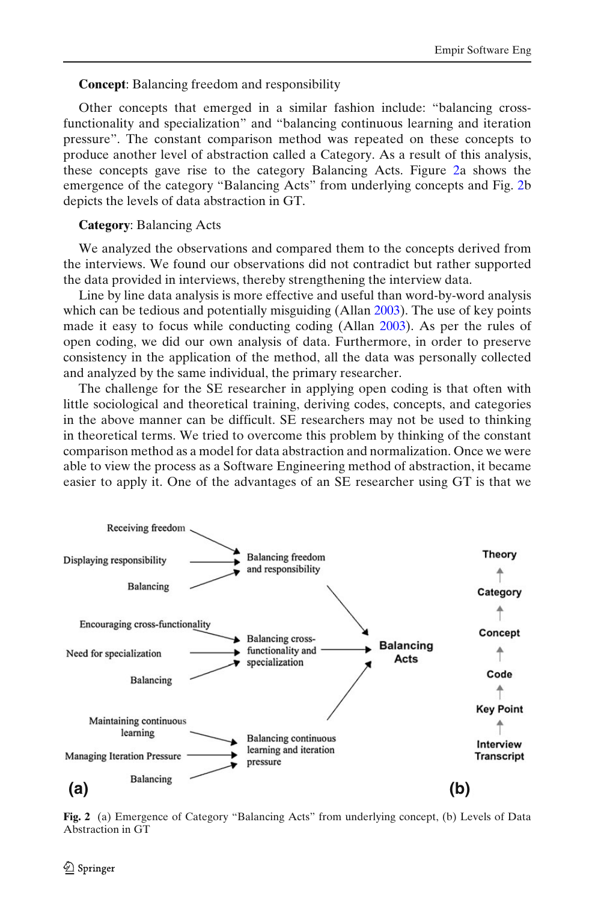**Concept**: Balancing freedom and responsibility

Other concepts that emerged in a similar fashion include: "balancing cross-functionality and specialization" and "balancing continuous learning and iteration pressure". The constant comparison method was repeated on these concepts to produce another level of abstraction called a Category. As a result of this analysis, these concepts gave rise to the category Balancing Acts. Figure 2a shows the emergence of the category "Balancing Acts" from underlying concepts and Fig. 2b depicts the levels of data abstraction in GT.

**Category**: Balancing Acts

We analyzed the observations and compared them to the concepts derived from the interviews. We found our observations did not contradict but rather supported the data provided in interviews, thereby strengthening the interview data.

Line by line data analysis is more effective and useful than word-by-word analysis which can be tedious and potentially misguiding (Allan 2003). The use of key points made it easy to focus while conducting coding (Allan 2003). As per the rules of open coding, we did our own analysis of data. Furthermore, in order to preserve consistency in the application of the method, all the data was personally collected and analyzed by the same individual, the primary researcher.

The challenge for the SE researcher in applying open coding is that often with little sociological and theoretical training, deriving codes, concepts, and categories in the above manner can be difficult. SE researchers may not be used to thinking in theoretical terms. We tried to overcome this problem by thinking of the constant comparison method as a model for data abstraction and normalization. Once we were able to view the process as a Software Engineering method of abstraction, it became easier to apply it. One of the advantages of an SE researcher using GT is that we

Fig. 2 (a) Emergence of Category "Balancing Acts" from underlying concept, (b) Levels of Data Abstraction in GT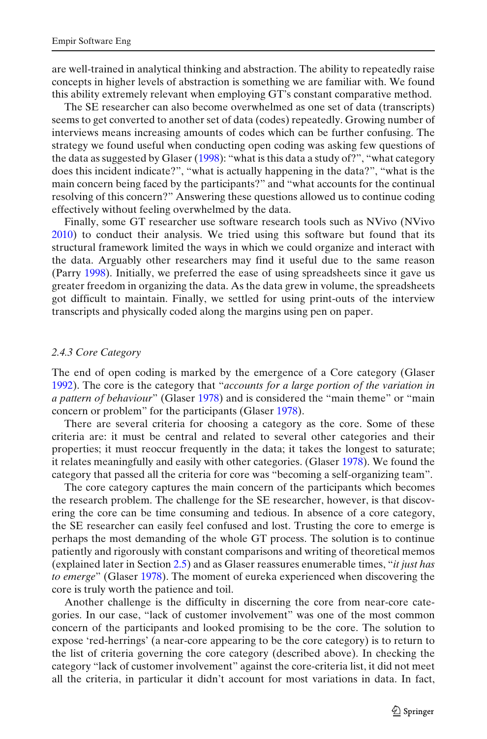are well-trained in analytical thinking and abstraction. The ability to repeatedly raise concepts in higher levels of abstraction is something we are familiar with. We found this ability extremely relevant when employing GT's constant comparative method.

The SE researcher can also become overwhelmed as one set of data (transcripts) seems to get converted to another set of data (codes) repeatedly. Growing number of interviews means increasing amounts of codes which can be further confusing. The strategy we found useful when conducting open coding was asking few questions of the data as suggested by Glaser (1998): "what is this data a study of?", "what category does this incident indicate?", "what is actually happening in the data?", "what is the main concern being faced by the participants?" and "what accounts for the continual resolving of this concern?" Answering these questions allowed us to continue coding effectively without feeling overwhelmed by the data.

Finally, some GT researcher use software research tools such as NVivo (NVivo 2010) to conduct their analysis. We tried using this software but found that its structural framework limited the ways in which we could organize and interact with the data. Arguably other researchers may find it useful due to the same reason (Parry 1998). Initially, we preferred the ease of using spreadsheets since it gave us greater freedom in organizing the data. As the data grew in volume, the spreadsheets got difficult to maintain. Finally, we settled for using print-outs of the interview transcripts and physically coded along the margins using pen on paper.

### *2.4.3 Core Category*

The end of open coding is marked by the emergence of a Core category (Glaser 1992). The core is the category that "*accounts for a large portion of the variation in a pattern of behaviour*" (Glaser 1978) and is considered the "main theme" or "main concern or problem" for the participants (Glaser 1978).

There are several criteria for choosing a category as the core. Some of these criteria are: it must be central and related to several other categories and their properties; it must reoccur frequently in the data; it takes the longest to saturate; it relates meaningfully and easily with other categories. (Glaser 1978). We found the category that passed all the criteria for core was "becoming a self-organizing team".

The core category captures the main concern of the participants which becomes the research problem. The challenge for the SE researcher, however, is that discovering the core can be time consuming and tedious. In absence of a core category, the SE researcher can easily feel confused and lost. Trusting the core to emerge is perhaps the most demanding of the whole GT process. The solution is to continue patiently and rigorously with constant comparisons and writing of theoretical memos (explained later in Section 2.5) and as Glaser reassures enumerable times, "*it just has to emerge*" (Glaser 1978). The moment of eureka experienced when discovering the core is truly worth the patience and toil.

Another challenge is the difficulty in discerning the core from near-core categories. In our case, "lack of customer involvement" was one of the most common concern of the participants and looked promising to be the core. The solution to expose 'red-herrings' (a near-core appearing to be the core category) is to return to the list of criteria governing the core category (described above). In checking the category "lack of customer involvement" against the core-criteria list, it did not meet all the criteria, in particular it didn't account for most variations in data. In fact,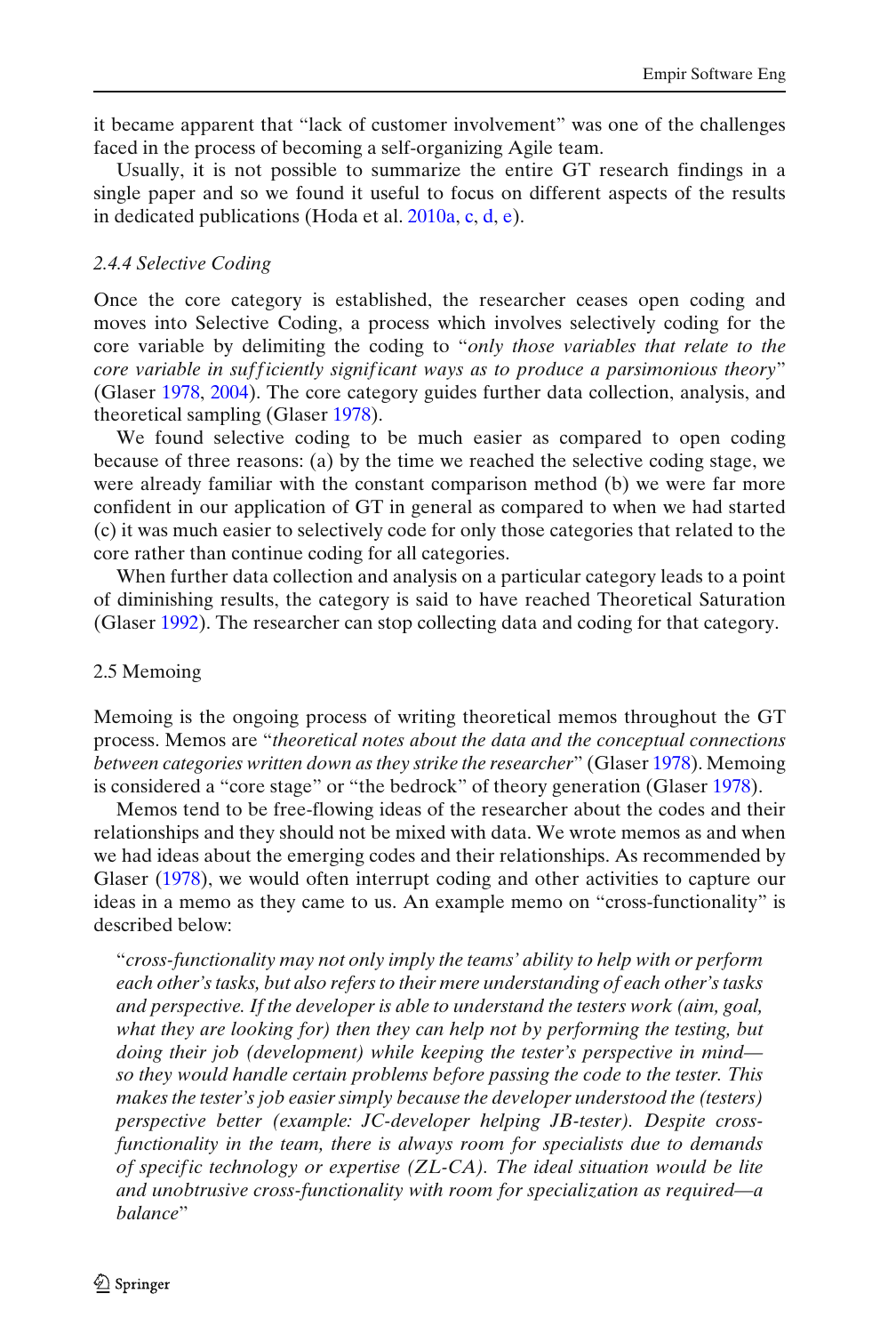it became apparent that "lack of customer involvement" was one of the challenges faced in the process of becoming a self-organizing Agile team.

Usually, it is not possible to summarize the entire GT research findings in a single paper and so we found it useful to focus on different aspects of the results in dedicated publications (Hoda et al. 2010a, c, d, e).

#### *2.4.4 Selective Coding*

Once the core category is established, the researcher ceases open coding and moves into Selective Coding, a process which involves selectively coding for the core variable by delimiting the coding to "*only those variables that relate to the core variable in sufficiently significant ways as to produce a parsimonious theory*" (Glaser 1978, 2004). The core category guides further data collection, analysis, and theoretical sampling (Glaser 1978).

We found selective coding to be much easier as compared to open coding because of three reasons: (a) by the time we reached the selective coding stage, we were already familiar with the constant comparison method (b) we were far more confident in our application of GT in general as compared to when we had started (c) it was much easier to selectively code for only those categories that related to the core rather than continue coding for all categories.

When further data collection and analysis on a particular category leads to a point of diminishing results, the category is said to have reached Theoretical Saturation (Glaser 1992). The researcher can stop collecting data and coding for that category.

### 2.5 Memoing

Memoing is the ongoing process of writing theoretical memos throughout the GT process. Memos are "*theoretical notes about the data and the conceptual connections between categories written down as they strike the researcher*" (Glaser 1978). Memoing is considered a "core stage" or "the bedrock" of theory generation (Glaser 1978).

Memos tend to be free-flowing ideas of the researcher about the codes and their relationships and they should not be mixed with data. We wrote memos as and when we had ideas about the emerging codes and their relationships. As recommended by Glaser (1978), we would often interrupt coding and other activities to capture our ideas in a memo as they came to us. An example memo on "cross-functionality" is described below:

> "*cross-functionality may not only imply the teams' ability to help with or perform each other's tasks, but also refers to their mere understanding of each other's tasks and perspective. If the developer is able to understand the testers work (aim, goal, what they are looking for) then they can help not by performing the testing, but doing their job (development) while keeping the tester's perspective in mind—so they would handle certain problems before passing the code to the tester. This makes the tester's job easier simply because the developer understood the (testers) perspective better (example: JC-developer helping JB-tester). Despite cross-functionality in the team, there is always room for specialists due to demands of specific technology or expertise (ZL-CA). The ideal situation would be lite and unobtrusive cross-functionality with room for specialization as required—a balance*"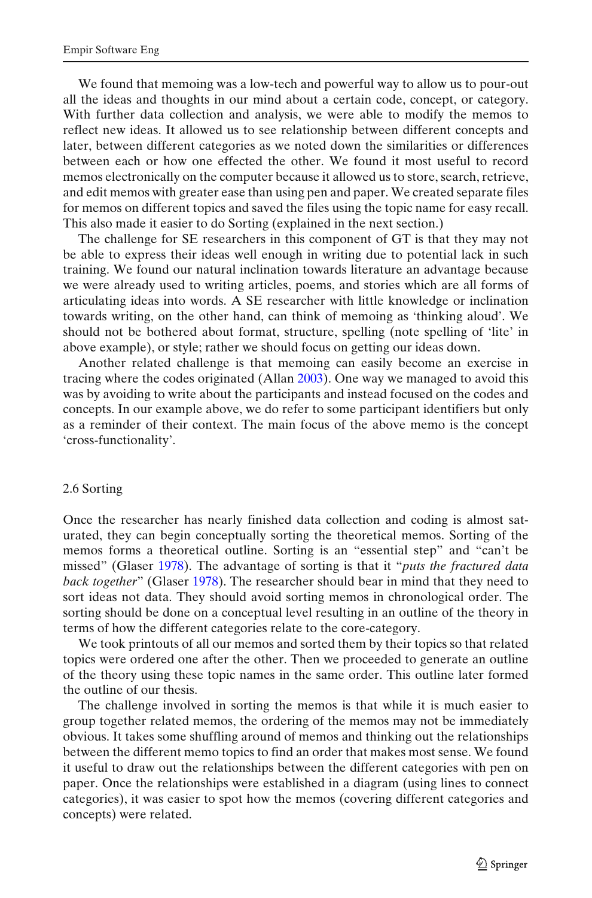We found that memoing was a low-tech and powerful way to allow us to pour-out all the ideas and thoughts in our mind about a certain code, concept, or category. With further data collection and analysis, we were able to modify the memos to reflect new ideas. It allowed us to see relationship between different concepts and later, between different categories as we noted down the similarities or differences between each or how one effected the other. We found it most useful to record memos electronically on the computer because it allowed us to store, search, retrieve, and edit memos with greater ease than using pen and paper. We created separate files for memos on different topics and saved the files using the topic name for easy recall. This also made it easier to do Sorting (explained in the next section.)

The challenge for SE researchers in this component of GT is that they may not be able to express their ideas well enough in writing due to potential lack in such training. We found our natural inclination towards literature an advantage because we were already used to writing articles, poems, and stories which are all forms of articulating ideas into words. A SE researcher with little knowledge or inclination towards writing, on the other hand, can think of memoing as 'thinking aloud'. We should not be bothered about format, structure, spelling (note spelling of 'lite' in above example), or style; rather we should focus on getting our ideas down.

Another related challenge is that memoing can easily become an exercise in tracing where the codes originated (Allan 2003). One way we managed to avoid this was by avoiding to write about the participants and instead focused on the codes and concepts. In our example above, we do refer to some participant identifiers but only as a reminder of their context. The main focus of the above memo is the concept 'cross-functionality'.

## 2.6 Sorting

Once the researcher has nearly finished data collection and coding is almost saturated, they can begin conceptually sorting the theoretical memos. Sorting of the memos forms a theoretical outline. Sorting is an "essential step" and "can't be missed" (Glaser 1978). The advantage of sorting is that it "*puts the fractured data back together*" (Glaser 1978). The researcher should bear in mind that they need to sort ideas not data. They should avoid sorting memos in chronological order. The sorting should be done on a conceptual level resulting in an outline of the theory in terms of how the different categories relate to the core-category.

We took printouts of all our memos and sorted them by their topics so that related topics were ordered one after the other. Then we proceeded to generate an outline of the theory using these topic names in the same order. This outline later formed the outline of our thesis.

The challenge involved in sorting the memos is that while it is much easier to group together related memos, the ordering of the memos may not be immediately obvious. It takes some shuffling around of memos and thinking out the relationships between the different memo topics to find an order that makes most sense. We found it useful to draw out the relationships between the different categories with pen on paper. Once the relationships were established in a diagram (using lines to connect categories), it was easier to spot how the memos (covering different categories and concepts) were related.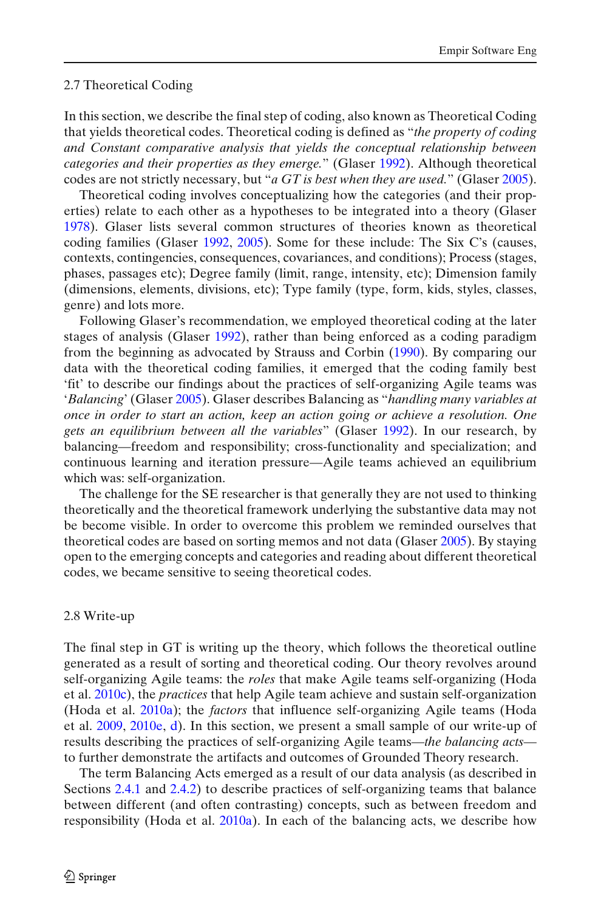## 2.7 Theoretical Coding

In this section, we describe the final step of coding, also known as Theoretical Coding that yields theoretical codes. Theoretical coding is defined as "*the property of coding and Constant comparative analysis that yields the conceptual relationship between categories and their properties as they emerge.*" (Glaser 1992). Although theoretical codes are not strictly necessary, but "*a GT is best when they are used.*" (Glaser 2005).

Theoretical coding involves conceptualizing how the categories (and their properties) relate to each other as a hypotheses to be integrated into a theory (Glaser 1978). Glaser lists several common structures of theories known as theoretical coding families (Glaser 1992, 2005). Some for these include: The Six C's (causes, contexts, contingencies, consequences, covariances, and conditions); Process (stages, phases, passages etc); Degree family (limit, range, intensity, etc); Dimension family (dimensions, elements, divisions, etc); Type family (type, form, kids, styles, classes, genre) and lots more.

Following Glaser's recommendation, we employed theoretical coding at the later stages of analysis (Glaser 1992), rather than being enforced as a coding paradigm from the beginning as advocated by Strauss and Corbin (1990). By comparing our data with the theoretical coding families, it emerged that the coding family best 'fit' to describe our findings about the practices of self-organizing Agile teams was '*Balancing*' (Glaser 2005). Glaser describes Balancing as "*handling many variables at once in order to start an action, keep an action going or achieve a resolution. One gets an equilibrium between all the variables*" (Glaser 1992). In our research, by balancing—freedom and responsibility; cross-functionality and specialization; and continuous learning and iteration pressure—Agile teams achieved an equilibrium which was: self-organization.

The challenge for the SE researcher is that generally they are not used to thinking theoretically and the theoretical framework underlying the substantive data may not be become visible. In order to overcome this problem we reminded ourselves that theoretical codes are based on sorting memos and not data (Glaser 2005). By staying open to the emerging concepts and categories and reading about different theoretical codes, we became sensitive to seeing theoretical codes.

## 2.8 Write-up

The final step in GT is writing up the theory, which follows the theoretical outline generated as a result of sorting and theoretical coding. Our theory revolves around self-organizing Agile teams: the *roles* that make Agile teams self-organizing (Hoda et al. 2010c), the *practices* that help Agile team achieve and sustain self-organization (Hoda et al. 2010a); the *factors* that influence self-organizing Agile teams (Hoda et al. 2009, 2010e, d). In this section, we present a small sample of our write-up of results describing the practices of self-organizing Agile teams—*the balancing acts*—to further demonstrate the artifacts and outcomes of Grounded Theory research.

The term Balancing Acts emerged as a result of our data analysis (as described in Sections 2.4.1 and 2.4.2) to describe practices of self-organizing teams that balance between different (and often contrasting) concepts, such as between freedom and responsibility (Hoda et al. 2010a). In each of the balancing acts, we describe how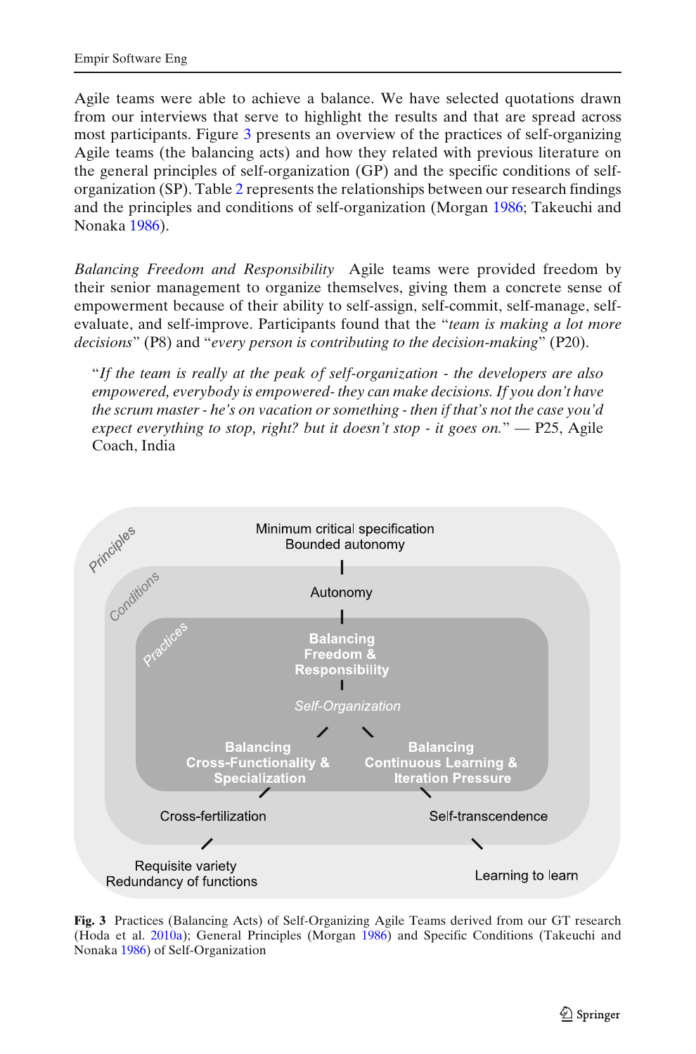Agile teams were able to achieve a balance. We have selected quotations drawn from our interviews that serve to highlight the results and that are spread across most participants. Figure 3 presents an overview of the practices of self-organizing Agile teams (the balancing acts) and how they related with previous literature on the general principles of self-organization (GP) and the specific conditions of self-organization (SP). Table 2 represents the relationships between our research findings and the principles and conditions of self-organization (Morgan 1986; Takeuchi and Nonaka 1986).

*Balancing Freedom and Responsibility* Agile teams were provided freedom by their senior management to organize themselves, giving them a concrete sense of empowerment because of their ability to self-assign, self-commit, self-manage, self-evaluate, and self-improve. Participants found that the "*team is making a lot more decisions*" (P8) and "*every person is contributing to the decision-making*" (P20).

> "*If the team is really at the peak of self-organization - the developers are also empowered, everybody is empowered- they can make decisions. If you don't have the scrum master - he's on vacation or something - then if that's not the case you'd expect everything to stop, right? but it doesn't stop - it goes on.*" — P25, Agile Coach, India

Principles: Minimum critical specification, Bounded autonomy — Conditions: Autonomy — Practices: Balancing Freedom & Responsibility — Self-Organization — Balancing Cross-Functionality & Specialization — Cross-fertilization — Requisite variety, Redundancy of functions — Balancing Continuous Learning & Iteration Pressure — Self-transcendence — Learning to learn

**Fig. 3** Practices (Balancing Acts) of Self-Organizing Agile Teams derived from our GT research (Hoda et al. 2010a); General Principles (Morgan 1986) and Specific Conditions (Takeuchi and Nonaka 1986) of Self-Organization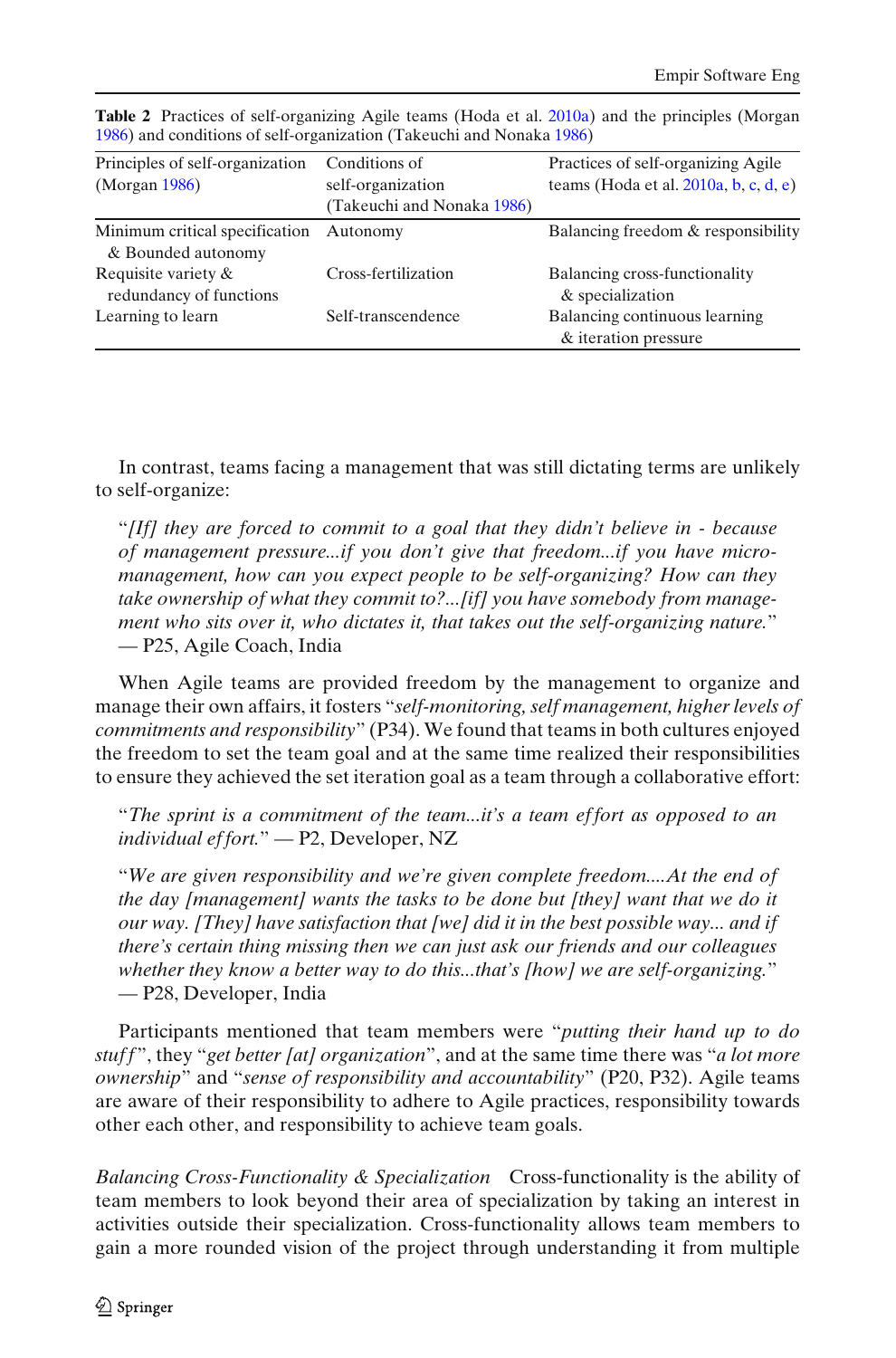**Table 2** Practices of self-organizing Agile teams (Hoda et al. 2010a) and the principles (Morgan 1986) and conditions of self-organization (Takeuchi and Nonaka 1986)

| Principles of self-organization (Morgan 1986) | Conditions of self-organization (Takeuchi and Nonaka 1986) | Practices of self-organizing Agile teams (Hoda et al. 2010a, b, c, d, e) |
|---|---|---|
| Minimum critical specification & Bounded autonomy | Autonomy | Balancing freedom & responsibility |
| Requisite variety & redundancy of functions | Cross-fertilization | Balancing cross-functionality & specialization |
| Learning to learn | Self-transcendence | Balancing continuous learning & iteration pressure |

In contrast, teams facing a management that was still dictating terms are unlikely to self-organize:

> "*[If] they are forced to commit to a goal that they didn't believe in - because of management pressure...if you don't give that freedom...if you have micro-management, how can you expect people to be self-organizing? How can they take ownership of what they commit to?...[if] you have somebody from management who sits over it, who dictates it, that takes out the self-organizing nature.*" — P25, Agile Coach, India

When Agile teams are provided freedom by the management to organize and manage their own affairs, it fosters "*self-monitoring, self management, higher levels of commitments and responsibility*" (P34). We found that teams in both cultures enjoyed the freedom to set the team goal and at the same time realized their responsibilities to ensure they achieved the set iteration goal as a team through a collaborative effort:

> "*The sprint is a commitment of the team...it's a team effort as opposed to an individual effort.*" — P2, Developer, NZ

> "*We are given responsibility and we're given complete freedom....At the end of the day [management] wants the tasks to be done but [they] want that we do it our way. [They] have satisfaction that [we] did it in the best possible way... and if there's certain thing missing then we can just ask our friends and our colleagues whether they know a better way to do this...that's [how] we are self-organizing.*" — P28, Developer, India

Participants mentioned that team members were "*putting their hand up to do stuff*", they "*get better [at] organization*", and at the same time there was "*a lot more ownership*" and "*sense of responsibility and accountability*" (P20, P32). Agile teams are aware of their responsibility to adhere to Agile practices, responsibility towards other each other, and responsibility to achieve team goals.

*Balancing Cross-Functionality & Specialization* Cross-functionality is the ability of team members to look beyond their area of specialization by taking an interest in activities outside their specialization. Cross-functionality allows team members to gain a more rounded vision of the project through understanding it from multiple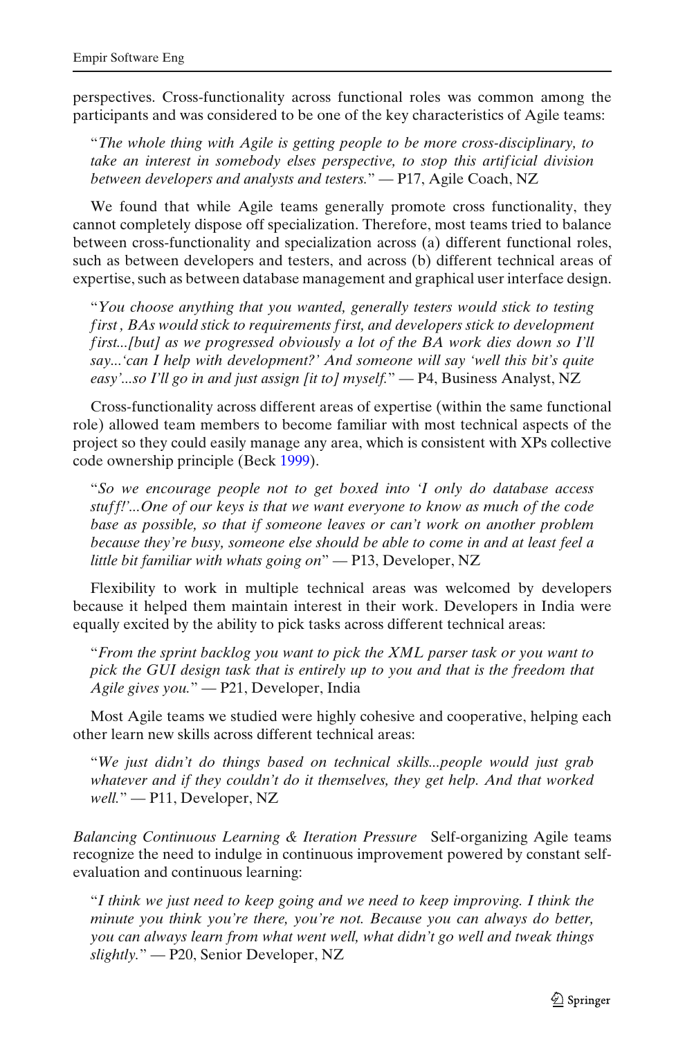perspectives. Cross-functionality across functional roles was common among the participants and was considered to be one of the key characteristics of Agile teams:

> "*The whole thing with Agile is getting people to be more cross-disciplinary, to take an interest in somebody elses perspective, to stop this artificial division between developers and analysts and testers.*" — P17, Agile Coach, NZ

We found that while Agile teams generally promote cross functionality, they cannot completely dispose off specialization. Therefore, most teams tried to balance between cross-functionality and specialization across (a) different functional roles, such as between developers and testers, and across (b) different technical areas of expertise, such as between database management and graphical user interface design.

> "*You choose anything that you wanted, generally testers would stick to testing first , BAs would stick to requirements first, and developers stick to development first...[but] as we progressed obviously a lot of the BA work dies down so I'll say...'can I help with development?' And someone will say 'well this bit's quite easy'...so I'll go in and just assign [it to] myself.*" — P4, Business Analyst, NZ

Cross-functionality across different areas of expertise (within the same functional role) allowed team members to become familiar with most technical aspects of the project so they could easily manage any area, which is consistent with XPs collective code ownership principle (Beck 1999).

> "*So we encourage people not to get boxed into 'I only do database access stuff!'...One of our keys is that we want everyone to know as much of the code base as possible, so that if someone leaves or can't work on another problem because they're busy, someone else should be able to come in and at least feel a little bit familiar with whats going on*" — P13, Developer, NZ

Flexibility to work in multiple technical areas was welcomed by developers because it helped them maintain interest in their work. Developers in India were equally excited by the ability to pick tasks across different technical areas:

> "*From the sprint backlog you want to pick the XML parser task or you want to pick the GUI design task that is entirely up to you and that is the freedom that Agile gives you.*" — P21, Developer, India

Most Agile teams we studied were highly cohesive and cooperative, helping each other learn new skills across different technical areas:

> "*We just didn't do things based on technical skills...people would just grab whatever and if they couldn't do it themselves, they get help. And that worked well.*" — P11, Developer, NZ

*Balancing Continuous Learning & Iteration Pressure* Self-organizing Agile teams recognize the need to indulge in continuous improvement powered by constant self-evaluation and continuous learning:

> "*I think we just need to keep going and we need to keep improving. I think the minute you think you're there, you're not. Because you can always do better, you can always learn from what went well, what didn't go well and tweak things slightly.*" — P20, Senior Developer, NZ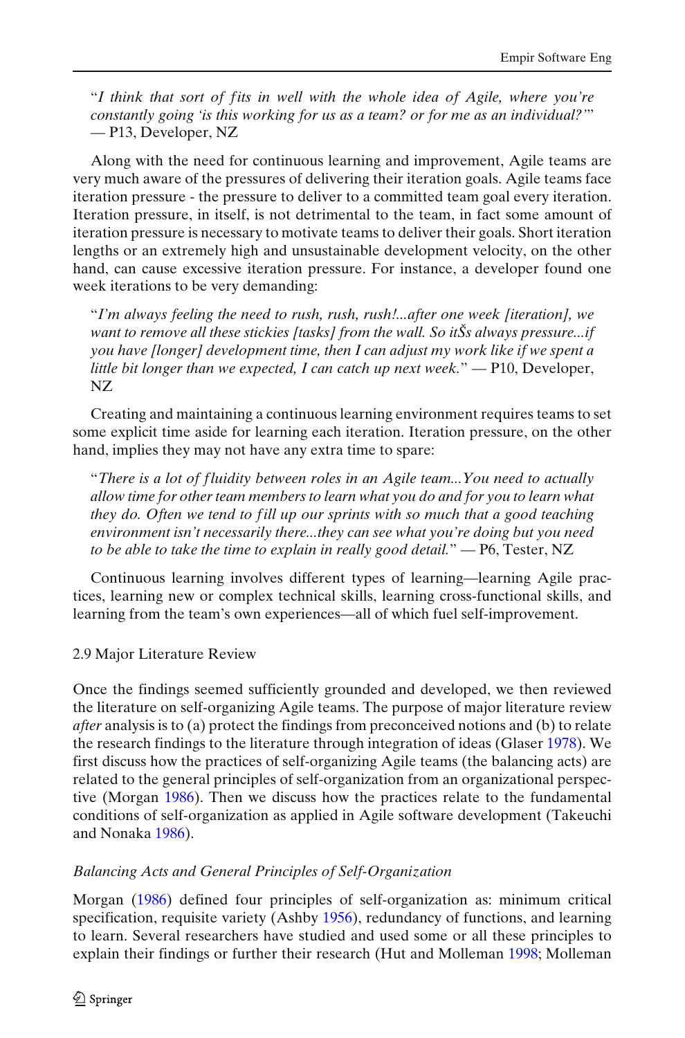"*I think that sort of fits in well with the whole idea of Agile, where you're constantly going 'is this working for us as a team? or for me as an individual?'*" — P13, Developer, NZ

Along with the need for continuous learning and improvement, Agile teams are very much aware of the pressures of delivering their iteration goals. Agile teams face iteration pressure - the pressure to deliver to a committed team goal every iteration. Iteration pressure, in itself, is not detrimental to the team, in fact some amount of iteration pressure is necessary to motivate teams to deliver their goals. Short iteration lengths or an extremely high and unsustainable development velocity, on the other hand, can cause excessive iteration pressure. For instance, a developer found one week iterations to be very demanding:

"*I'm always feeling the need to rush, rush, rush!...after one week [iteration], we want to remove all these stickies [tasks] from the wall. So itŠs always pressure...if you have [longer] development time, then I can adjust my work like if we spent a little bit longer than we expected, I can catch up next week.*" — P10, Developer, NZ

Creating and maintaining a continuous learning environment requires teams to set some explicit time aside for learning each iteration. Iteration pressure, on the other hand, implies they may not have any extra time to spare:

"*There is a lot of fluidity between roles in an Agile team...You need to actually allow time for other team members to learn what you do and for you to learn what they do. Often we tend to fill up our sprints with so much that a good teaching environment isn't necessarily there...they can see what you're doing but you need to be able to take the time to explain in really good detail.*" — P6, Tester, NZ

Continuous learning involves different types of learning—learning Agile practices, learning new or complex technical skills, learning cross-functional skills, and learning from the team's own experiences—all of which fuel self-improvement.

### 2.9 Major Literature Review

Once the findings seemed sufficiently grounded and developed, we then reviewed the literature on self-organizing Agile teams. The purpose of major literature review *after* analysis is to (a) protect the findings from preconceived notions and (b) to relate the research findings to the literature through integration of ideas (Glaser 1978). We first discuss how the practices of self-organizing Agile teams (the balancing acts) are related to the general principles of self-organization from an organizational perspective (Morgan 1986). Then we discuss how the practices relate to the fundamental conditions of self-organization as applied in Agile software development (Takeuchi and Nonaka 1986).

#### *Balancing Acts and General Principles of Self-Organization*

Morgan (1986) defined four principles of self-organization as: minimum critical specification, requisite variety (Ashby 1956), redundancy of functions, and learning to learn. Several researchers have studied and used some or all these principles to explain their findings or further their research (Hut and Molleman 1998; Molleman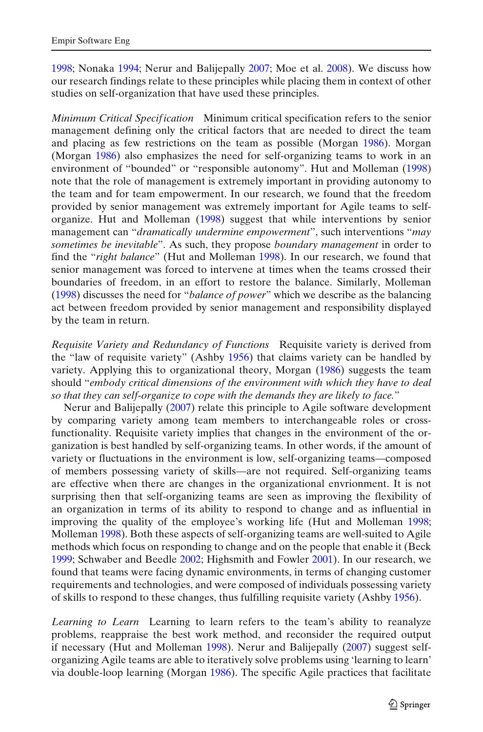1998; Nonaka 1994; Nerur and Balijepally 2007; Moe et al. 2008). We discuss how our research findings relate to these principles while placing them in context of other studies on self-organization that have used these principles.

*Minimum Critical Specification* Minimum critical specification refers to the senior management defining only the critical factors that are needed to direct the team and placing as few restrictions on the team as possible (Morgan 1986). Morgan (Morgan 1986) also emphasizes the need for self-organizing teams to work in an environment of "bounded" or "responsible autonomy". Hut and Molleman (1998) note that the role of management is extremely important in providing autonomy to the team and for team empowerment. In our research, we found that the freedom provided by senior management was extremely important for Agile teams to self-organize. Hut and Molleman (1998) suggest that while interventions by senior management can "*dramatically undermine empowerment*", such interventions "*may sometimes be inevitable*". As such, they propose *boundary management* in order to find the "*right balance*" (Hut and Molleman 1998). In our research, we found that senior management was forced to intervene at times when the teams crossed their boundaries of freedom, in an effort to restore the balance. Similarly, Molleman (1998) discusses the need for "*balance of power*" which we describe as the balancing act between freedom provided by senior management and responsibility displayed by the team in return.

*Requisite Variety and Redundancy of Functions* Requisite variety is derived from the "law of requisite variety" (Ashby 1956) that claims variety can be handled by variety. Applying this to organizational theory, Morgan (1986) suggests the team should "*embody critical dimensions of the environment with which they have to deal so that they can self-organize to cope with the demands they are likely to face.*"

Nerur and Balijepally (2007) relate this principle to Agile software development by comparing variety among team members to interchangeable roles or cross-functionality. Requisite variety implies that changes in the environment of the organization is best handled by self-organizing teams. In other words, if the amount of variety or fluctuations in the environment is low, self-organizing teams—composed of members possessing variety of skills—are not required. Self-organizing teams are effective when there are changes in the organizational envrionment. It is not surprising then that self-organizing teams are seen as improving the flexibility of an organization in terms of its ability to respond to change and as influential in improving the quality of the employee's working life (Hut and Molleman 1998; Molleman 1998). Both these aspects of self-organizing teams are well-suited to Agile methods which focus on responding to change and on the people that enable it (Beck 1999; Schwaber and Beedle 2002; Highsmith and Fowler 2001). In our research, we found that teams were facing dynamic environments, in terms of changing customer requirements and technologies, and were composed of individuals possessing variety of skills to respond to these changes, thus fulfilling requisite variety (Ashby 1956).

*Learning to Learn* Learning to learn refers to the team's ability to reanalyze problems, reappraise the best work method, and reconsider the required output if necessary (Hut and Molleman 1998). Nerur and Balijepally (2007) suggest self-organizing Agile teams are able to iteratively solve problems using 'learning to learn' via double-loop learning (Morgan 1986). The specific Agile practices that facilitate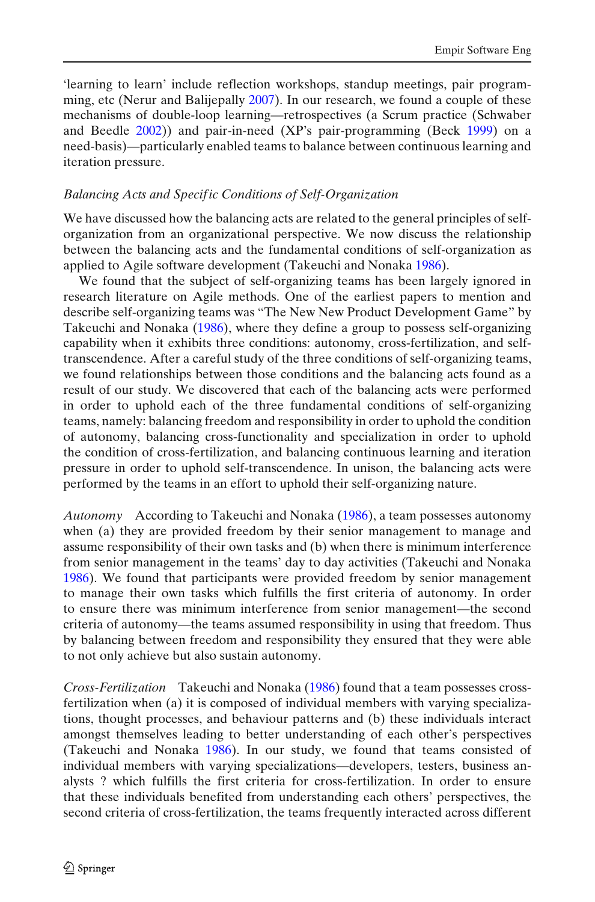'learning to learn' include reflection workshops, standup meetings, pair programming, etc (Nerur and Balijepally 2007). In our research, we found a couple of these mechanisms of double-loop learning—retrospectives (a Scrum practice (Schwaber and Beedle 2002)) and pair-in-need (XP's pair-programming (Beck 1999) on a need-basis)—particularly enabled teams to balance between continuous learning and iteration pressure.

*Balancing Acts and Specific Conditions of Self-Organization*

We have discussed how the balancing acts are related to the general principles of self-organization from an organizational perspective. We now discuss the relationship between the balancing acts and the fundamental conditions of self-organization as applied to Agile software development (Takeuchi and Nonaka 1986).

We found that the subject of self-organizing teams has been largely ignored in research literature on Agile methods. One of the earliest papers to mention and describe self-organizing teams was "The New New Product Development Game" by Takeuchi and Nonaka (1986), where they define a group to possess self-organizing capability when it exhibits three conditions: autonomy, cross-fertilization, and self-transcendence. After a careful study of the three conditions of self-organizing teams, we found relationships between those conditions and the balancing acts found as a result of our study. We discovered that each of the balancing acts were performed in order to uphold each of the three fundamental conditions of self-organizing teams, namely: balancing freedom and responsibility in order to uphold the condition of autonomy, balancing cross-functionality and specialization in order to uphold the condition of cross-fertilization, and balancing continuous learning and iteration pressure in order to uphold self-transcendence. In unison, the balancing acts were performed by the teams in an effort to uphold their self-organizing nature.

*Autonomy* According to Takeuchi and Nonaka (1986), a team possesses autonomy when (a) they are provided freedom by their senior management to manage and assume responsibility of their own tasks and (b) when there is minimum interference from senior management in the teams' day to day activities (Takeuchi and Nonaka 1986). We found that participants were provided freedom by senior management to manage their own tasks which fulfills the first criteria of autonomy. In order to ensure there was minimum interference from senior management—the second criteria of autonomy—the teams assumed responsibility in using that freedom. Thus by balancing between freedom and responsibility they ensured that they were able to not only achieve but also sustain autonomy.

*Cross-Fertilization* Takeuchi and Nonaka (1986) found that a team possesses cross-fertilization when (a) it is composed of individual members with varying specializations, thought processes, and behaviour patterns and (b) these individuals interact amongst themselves leading to better understanding of each other's perspectives (Takeuchi and Nonaka 1986). In our study, we found that teams consisted of individual members with varying specializations—developers, testers, business analysts ? which fulfills the first criteria for cross-fertilization. In order to ensure that these individuals benefited from understanding each others' perspectives, the second criteria of cross-fertilization, the teams frequently interacted across different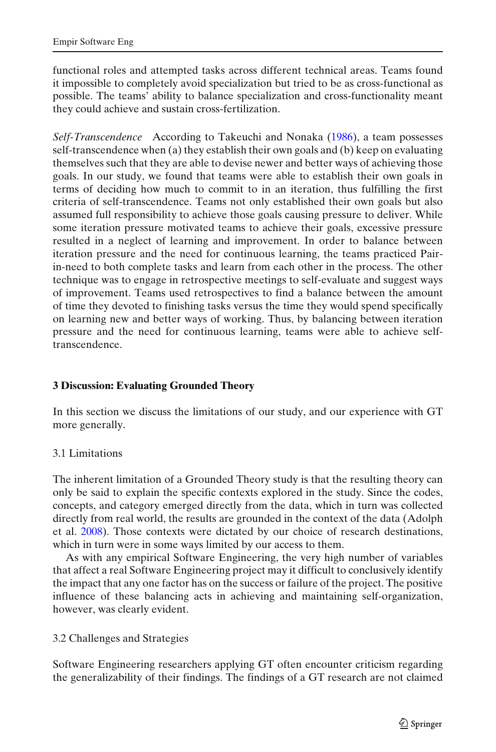functional roles and attempted tasks across different technical areas. Teams found it impossible to completely avoid specialization but tried to be as cross-functional as possible. The teams' ability to balance specialization and cross-functionality meant they could achieve and sustain cross-fertilization.

*Self-Transcendence* According to Takeuchi and Nonaka (1986), a team possesses self-transcendence when (a) they establish their own goals and (b) keep on evaluating themselves such that they are able to devise newer and better ways of achieving those goals. In our study, we found that teams were able to establish their own goals in terms of deciding how much to commit to in an iteration, thus fulfilling the first criteria of self-transcendence. Teams not only established their own goals but also assumed full responsibility to achieve those goals causing pressure to deliver. While some iteration pressure motivated teams to achieve their goals, excessive pressure resulted in a neglect of learning and improvement. In order to balance between iteration pressure and the need for continuous learning, the teams practiced Pair-in-need to both complete tasks and learn from each other in the process. The other technique was to engage in retrospective meetings to self-evaluate and suggest ways of improvement. Teams used retrospectives to find a balance between the amount of time they devoted to finishing tasks versus the time they would spend specifically on learning new and better ways of working. Thus, by balancing between iteration pressure and the need for continuous learning, teams were able to achieve self-transcendence.

## 3 Discussion: Evaluating Grounded Theory

In this section we discuss the limitations of our study, and our experience with GT more generally.

### 3.1 Limitations

The inherent limitation of a Grounded Theory study is that the resulting theory can only be said to explain the specific contexts explored in the study. Since the codes, concepts, and category emerged directly from the data, which in turn was collected directly from real world, the results are grounded in the context of the data (Adolph et al. 2008). Those contexts were dictated by our choice of research destinations, which in turn were in some ways limited by our access to them.

As with any empirical Software Engineering, the very high number of variables that affect a real Software Engineering project may it difficult to conclusively identify the impact that any one factor has on the success or failure of the project. The positive influence of these balancing acts in achieving and maintaining self-organization, however, was clearly evident.

### 3.2 Challenges and Strategies

Software Engineering researchers applying GT often encounter criticism regarding the generalizability of their findings. The findings of a GT research are not claimed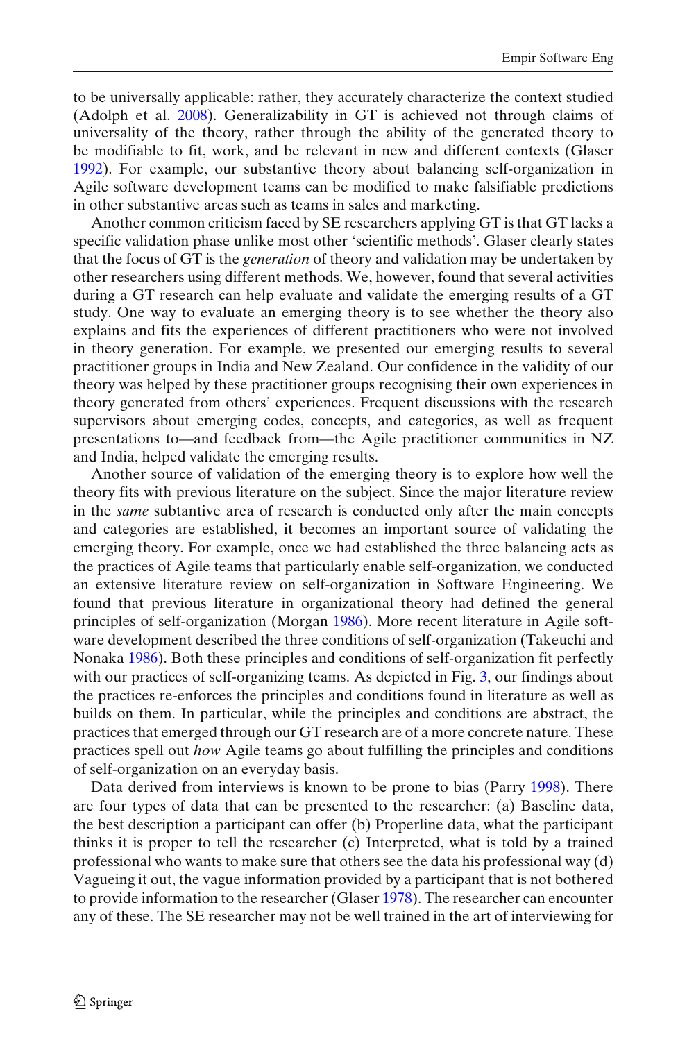to be universally applicable: rather, they accurately characterize the context studied (Adolph et al. 2008). Generalizability in GT is achieved not through claims of universality of the theory, rather through the ability of the generated theory to be modifiable to fit, work, and be relevant in new and different contexts (Glaser 1992). For example, our substantive theory about balancing self-organization in Agile software development teams can be modified to make falsifiable predictions in other substantive areas such as teams in sales and marketing.

Another common criticism faced by SE researchers applying GT is that GT lacks a specific validation phase unlike most other 'scientific methods'. Glaser clearly states that the focus of GT is the *generation* of theory and validation may be undertaken by other researchers using different methods. We, however, found that several activities during a GT research can help evaluate and validate the emerging results of a GT study. One way to evaluate an emerging theory is to see whether the theory also explains and fits the experiences of different practitioners who were not involved in theory generation. For example, we presented our emerging results to several practitioner groups in India and New Zealand. Our confidence in the validity of our theory was helped by these practitioner groups recognising their own experiences in theory generated from others' experiences. Frequent discussions with the research supervisors about emerging codes, concepts, and categories, as well as frequent presentations to—and feedback from—the Agile practitioner communities in NZ and India, helped validate the emerging results.

Another source of validation of the emerging theory is to explore how well the theory fits with previous literature on the subject. Since the major literature review in the *same* subtantive area of research is conducted only after the main concepts and categories are established, it becomes an important source of validating the emerging theory. For example, once we had established the three balancing acts as the practices of Agile teams that particularly enable self-organization, we conducted an extensive literature review on self-organization in Software Engineering. We found that previous literature in organizational theory had defined the general principles of self-organization (Morgan 1986). More recent literature in Agile software development described the three conditions of self-organization (Takeuchi and Nonaka 1986). Both these principles and conditions of self-organization fit perfectly with our practices of self-organizing teams. As depicted in Fig. 3, our findings about the practices re-enforces the principles and conditions found in literature as well as builds on them. In particular, while the principles and conditions are abstract, the practices that emerged through our GT research are of a more concrete nature. These practices spell out *how* Agile teams go about fulfilling the principles and conditions of self-organization on an everyday basis.

Data derived from interviews is known to be prone to bias (Parry 1998). There are four types of data that can be presented to the researcher: (a) Baseline data, the best description a participant can offer (b) Properline data, what the participant thinks it is proper to tell the researcher (c) Interpreted, what is told by a trained professional who wants to make sure that others see the data his professional way (d) Vagueing it out, the vague information provided by a participant that is not bothered to provide information to the researcher (Glaser 1978). The researcher can encounter any of these. The SE researcher may not be well trained in the art of interviewing for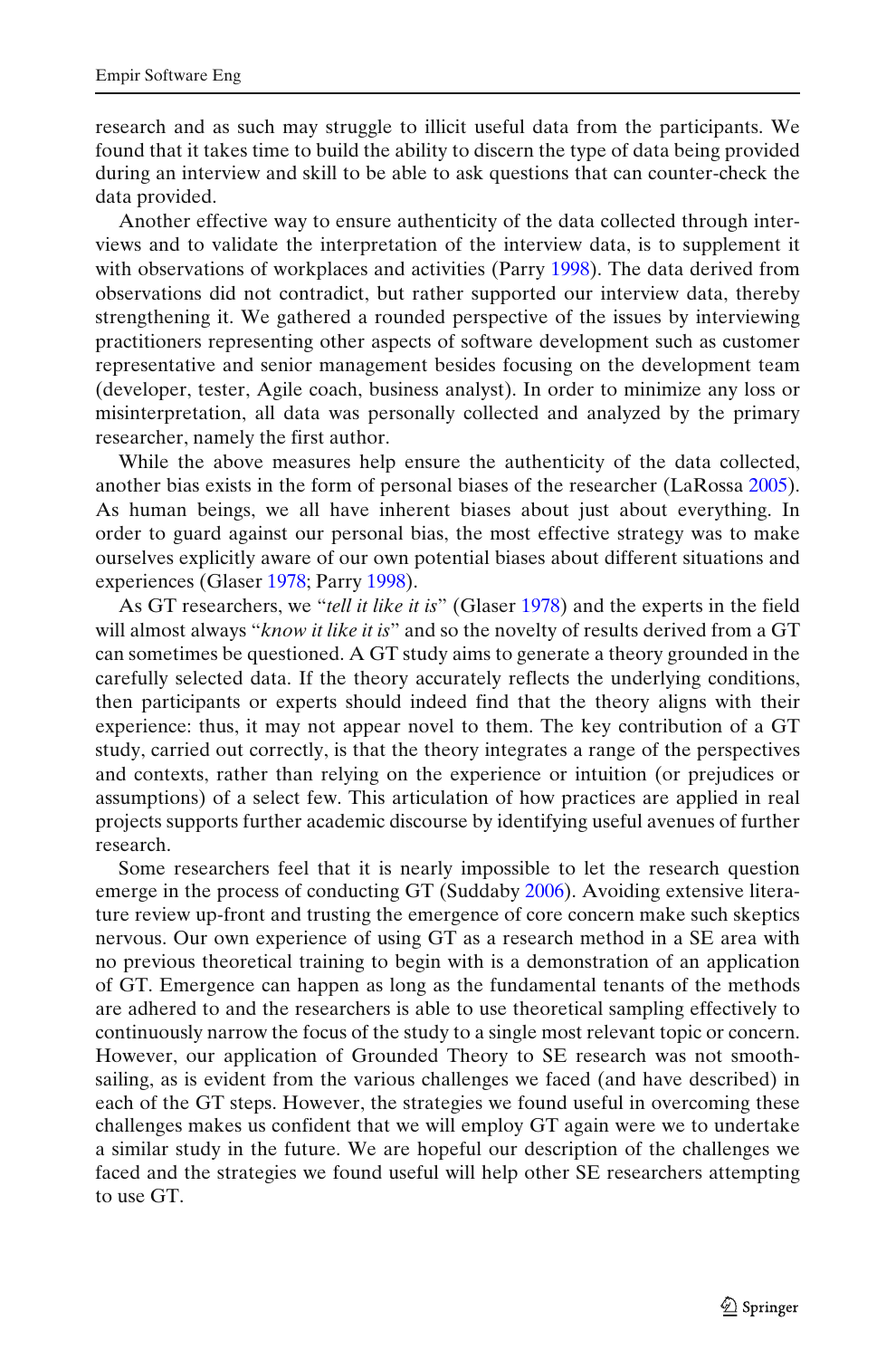research and as such may struggle to illicit useful data from the participants. We found that it takes time to build the ability to discern the type of data being provided during an interview and skill to be able to ask questions that can counter-check the data provided.

Another effective way to ensure authenticity of the data collected through interviews and to validate the interpretation of the interview data, is to supplement it with observations of workplaces and activities (Parry 1998). The data derived from observations did not contradict, but rather supported our interview data, thereby strengthening it. We gathered a rounded perspective of the issues by interviewing practitioners representing other aspects of software development such as customer representative and senior management besides focusing on the development team (developer, tester, Agile coach, business analyst). In order to minimize any loss or misinterpretation, all data was personally collected and analyzed by the primary researcher, namely the first author.

While the above measures help ensure the authenticity of the data collected, another bias exists in the form of personal biases of the researcher (LaRossa 2005). As human beings, we all have inherent biases about just about everything. In order to guard against our personal bias, the most effective strategy was to make ourselves explicitly aware of our own potential biases about different situations and experiences (Glaser 1978; Parry 1998).

As GT researchers, we "*tell it like it is*" (Glaser 1978) and the experts in the field will almost always "*know it like it is*" and so the novelty of results derived from a GT can sometimes be questioned. A GT study aims to generate a theory grounded in the carefully selected data. If the theory accurately reflects the underlying conditions, then participants or experts should indeed find that the theory aligns with their experience: thus, it may not appear novel to them. The key contribution of a GT study, carried out correctly, is that the theory integrates a range of the perspectives and contexts, rather than relying on the experience or intuition (or prejudices or assumptions) of a select few. This articulation of how practices are applied in real projects supports further academic discourse by identifying useful avenues of further research.

Some researchers feel that it is nearly impossible to let the research question emerge in the process of conducting GT (Suddaby 2006). Avoiding extensive literature review up-front and trusting the emergence of core concern make such skeptics nervous. Our own experience of using GT as a research method in a SE area with no previous theoretical training to begin with is a demonstration of an application of GT. Emergence can happen as long as the fundamental tenants of the methods are adhered to and the researchers is able to use theoretical sampling effectively to continuously narrow the focus of the study to a single most relevant topic or concern. However, our application of Grounded Theory to SE research was not smooth-sailing, as is evident from the various challenges we faced (and have described) in each of the GT steps. However, the strategies we found useful in overcoming these challenges makes us confident that we will employ GT again were we to undertake a similar study in the future. We are hopeful our description of the challenges we faced and the strategies we found useful will help other SE researchers attempting to use GT.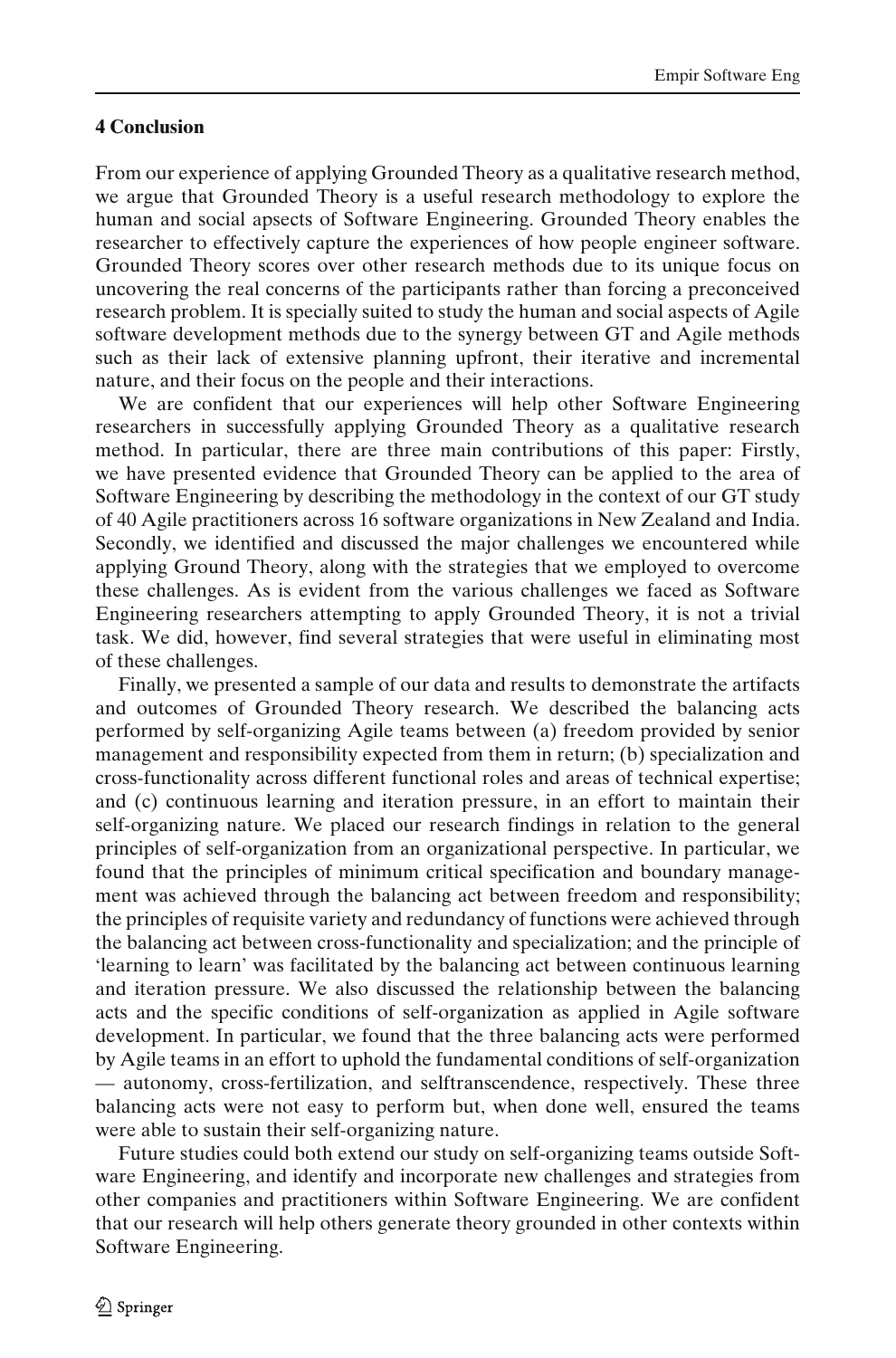## 4 Conclusion

From our experience of applying Grounded Theory as a qualitative research method, we argue that Grounded Theory is a useful research methodology to explore the human and social apsects of Software Engineering. Grounded Theory enables the researcher to effectively capture the experiences of how people engineer software. Grounded Theory scores over other research methods due to its unique focus on uncovering the real concerns of the participants rather than forcing a preconceived research problem. It is specially suited to study the human and social aspects of Agile software development methods due to the synergy between GT and Agile methods such as their lack of extensive planning upfront, their iterative and incremental nature, and their focus on the people and their interactions.

We are confident that our experiences will help other Software Engineering researchers in successfully applying Grounded Theory as a qualitative research method. In particular, there are three main contributions of this paper: Firstly, we have presented evidence that Grounded Theory can be applied to the area of Software Engineering by describing the methodology in the context of our GT study of 40 Agile practitioners across 16 software organizations in New Zealand and India. Secondly, we identified and discussed the major challenges we encountered while applying Ground Theory, along with the strategies that we employed to overcome these challenges. As is evident from the various challenges we faced as Software Engineering researchers attempting to apply Grounded Theory, it is not a trivial task. We did, however, find several strategies that were useful in eliminating most of these challenges.

Finally, we presented a sample of our data and results to demonstrate the artifacts and outcomes of Grounded Theory research. We described the balancing acts performed by self-organizing Agile teams between (a) freedom provided by senior management and responsibility expected from them in return; (b) specialization and cross-functionality across different functional roles and areas of technical expertise; and (c) continuous learning and iteration pressure, in an effort to maintain their self-organizing nature. We placed our research findings in relation to the general principles of self-organization from an organizational perspective. In particular, we found that the principles of minimum critical specification and boundary management was achieved through the balancing act between freedom and responsibility; the principles of requisite variety and redundancy of functions were achieved through the balancing act between cross-functionality and specialization; and the principle of 'learning to learn' was facilitated by the balancing act between continuous learning and iteration pressure. We also discussed the relationship between the balancing acts and the specific conditions of self-organization as applied in Agile software development. In particular, we found that the three balancing acts were performed by Agile teams in an effort to uphold the fundamental conditions of self-organization — autonomy, cross-fertilization, and selftranscendence, respectively. These three balancing acts were not easy to perform but, when done well, ensured the teams were able to sustain their self-organizing nature.

Future studies could both extend our study on self-organizing teams outside Software Engineering, and identify and incorporate new challenges and strategies from other companies and practitioners within Software Engineering. We are confident that our research will help others generate theory grounded in other contexts within Software Engineering.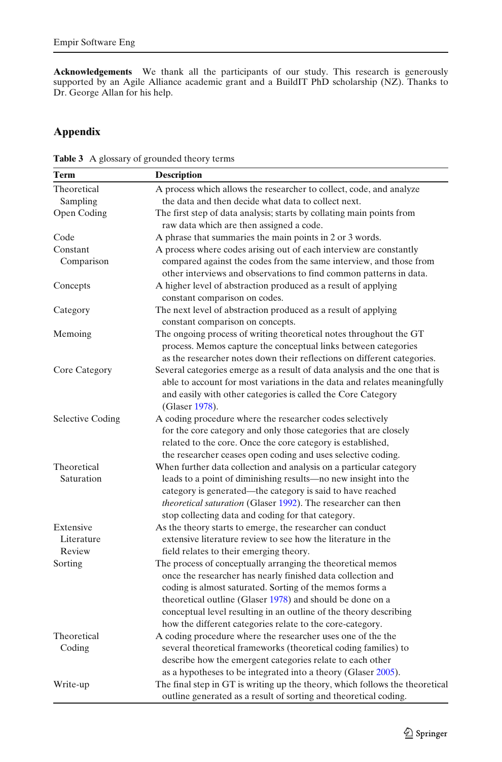**Acknowledgements** We thank all the participants of our study. This research is generously supported by an Agile Alliance academic grant and a BuildIT PhD scholarship (NZ). Thanks to Dr. George Allan for his help.

## Appendix

**Table 3** A glossary of grounded theory terms

| Term | Description |
|---|---|
| Theoretical Sampling | A process which allows the researcher to collect, code, and analyze the data and then decide what data to collect next. |
| Open Coding | The first step of data analysis; starts by collating main points from raw data which are then assigned a code. |
| Code | A phrase that summaries the main points in 2 or 3 words. |
| Constant Comparison | A process where codes arising out of each interview are constantly compared against the codes from the same interview, and those from other interviews and observations to find common patterns in data. |
| Concepts | A higher level of abstraction produced as a result of applying constant comparison on codes. |
| Category | The next level of abstraction produced as a result of applying constant comparison on concepts. |
| Memoing | The ongoing process of writing theoretical notes throughout the GT process. Memos capture the conceptual links between categories as the researcher notes down their reflections on different categories. |
| Core Category | Several categories emerge as a result of data analysis and the one that is able to account for most variations in the data and relates meaningfully and easily with other categories is called the Core Category (Glaser 1978). |
| Selective Coding | A coding procedure where the researcher codes selectively for the core category and only those categories that are closely related to the core. Once the core category is established, the researcher ceases open coding and uses selective coding. |
| Theoretical Saturation | When further data collection and analysis on a particular category leads to a point of diminishing results—no new insight into the category is generated—the category is said to have reached *theoretical saturation* (Glaser 1992). The researcher can then stop collecting data and coding for that category. |
| Extensive Literature Review | As the theory starts to emerge, the researcher can conduct extensive literature review to see how the literature in the field relates to their emerging theory. |
| Sorting | The process of conceptually arranging the theoretical memos once the researcher has nearly finished data collection and coding is almost saturated. Sorting of the memos forms a theoretical outline (Glaser 1978) and should be done on a conceptual level resulting in an outline of the theory describing how the different categories relate to the core-category. |
| Theoretical Coding | A coding procedure where the researcher uses one of the the several theoretical frameworks (theoretical coding families) to describe how the emergent categories relate to each other as a hypotheses to be integrated into a theory (Glaser 2005). |
| Write-up | The final step in GT is writing up the theory, which follows the theoretical outline generated as a result of sorting and theoretical coding. |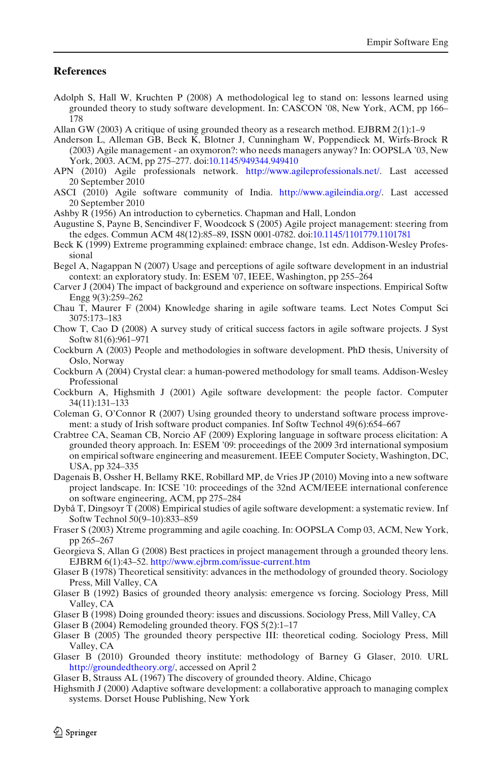## References

Adolph S, Hall W, Kruchten P (2008) A methodological leg to stand on: lessons learned using grounded theory to study software development. In: CASCON '08, New York, ACM, pp 166–178

Allan GW (2003) A critique of using grounded theory as a research method. EJBRM 2(1):1–9

Anderson L, Alleman GB, Beck K, Blotner J, Cunningham W, Poppendieck M, Wirfs-Brock R (2003) Agile management - an oxymoron?: who needs managers anyway? In: OOPSLA '03, New York, 2003. ACM, pp 275–277. doi:10.1145/949344.949410

APN (2010) Agile professionals network. http://www.agileprofessionals.net/. Last accessed 20 September 2010

ASCI (2010) Agile software community of India. http://www.agileindia.org/. Last accessed 20 September 2010

Ashby R (1956) An introduction to cybernetics. Chapman and Hall, London

Augustine S, Payne B, Sencindiver F, Woodcock S (2005) Agile project management: steering from the edges. Commun ACM 48(12):85–89, ISSN 0001-0782. doi:10.1145/1101779.1101781

Beck K (1999) Extreme programming explained: embrace change, 1st edn. Addison-Wesley Professional

Begel A, Nagappan N (2007) Usage and perceptions of agile software development in an industrial context: an exploratory study. In: ESEM '07, IEEE, Washington, pp 255–264

Carver J (2004) The impact of background and experience on software inspections. Empirical Softw Engg 9(3):259–262

Chau T, Maurer F (2004) Knowledge sharing in agile software teams. Lect Notes Comput Sci 3075:173–183

Chow T, Cao D (2008) A survey study of critical success factors in agile software projects. J Syst Softw 81(6):961–971

Cockburn A (2003) People and methodologies in software development. PhD thesis, University of Oslo, Norway

Cockburn A (2004) Crystal clear: a human-powered methodology for small teams. Addison-Wesley Professional

Cockburn A, Highsmith J (2001) Agile software development: the people factor. Computer 34(11):131–133

Coleman G, O'Connor R (2007) Using grounded theory to understand software process improvement: a study of Irish software product companies. Inf Softw Technol 49(6):654–667

Crabtree CA, Seaman CB, Norcio AF (2009) Exploring language in software process elicitation: A grounded theory approach. In: ESEM '09: proceedings of the 2009 3rd international symposium on empirical software engineering and measurement. IEEE Computer Society, Washington, DC, USA, pp 324–335

Dagenais B, Ossher H, Bellamy RKE, Robillard MP, de Vries JP (2010) Moving into a new software project landscape. In: ICSE '10: proceedings of the 32nd ACM/IEEE international conference on software engineering, ACM, pp 275–284

Dybå T, Dingsoyr T (2008) Empirical studies of agile software development: a systematic review. Inf Softw Technol 50(9–10):833–859

Fraser S (2003) Xtreme programming and agile coaching. In: OOPSLA Comp 03, ACM, New York, pp 265–267

Georgieva S, Allan G (2008) Best practices in project management through a grounded theory lens. EJBRM 6(1):43–52. http://www.ejbrm.com/issue-current.htm

Glaser B (1978) Theoretical sensitivity: advances in the methodology of grounded theory. Sociology Press, Mill Valley, CA

Glaser B (1992) Basics of grounded theory analysis: emergence vs forcing. Sociology Press, Mill Valley, CA

Glaser B (1998) Doing grounded theory: issues and discussions. Sociology Press, Mill Valley, CA

Glaser B (2004) Remodeling grounded theory. FQS 5(2):1–17

Glaser B (2005) The grounded theory perspective III: theoretical coding. Sociology Press, Mill Valley, CA

Glaser B (2010) Grounded theory institute: methodology of Barney G Glaser, 2010. URL http://groundedtheory.org/, accessed on April 2

Glaser B, Strauss AL (1967) The discovery of grounded theory. Aldine, Chicago

Highsmith J (2000) Adaptive software development: a collaborative approach to managing complex systems. Dorset House Publishing, New York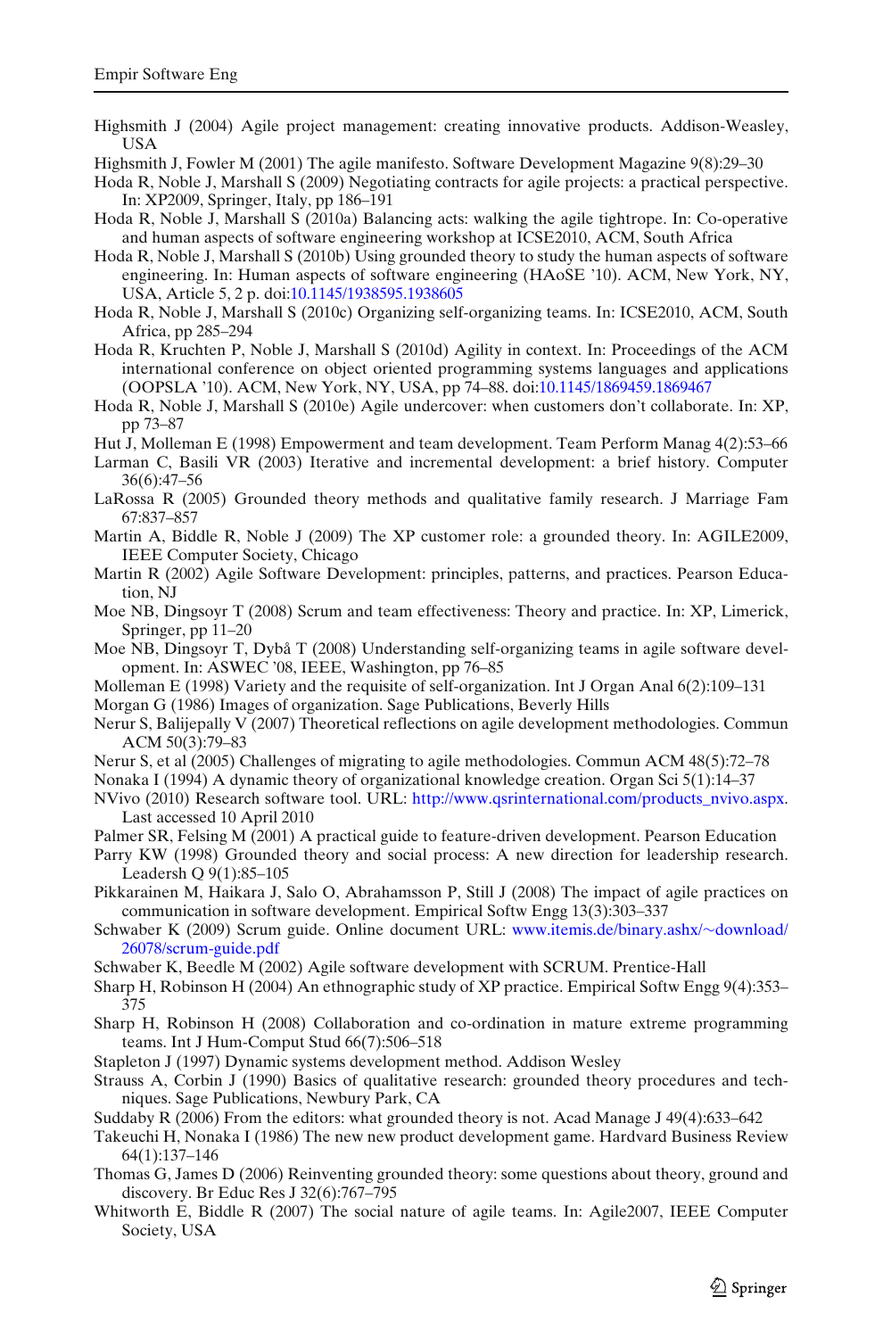Highsmith J (2004) Agile project management: creating innovative products. Addison-Weasley, USA

Highsmith J, Fowler M (2001) The agile manifesto. Software Development Magazine 9(8):29–30

Hoda R, Noble J, Marshall S (2009) Negotiating contracts for agile projects: a practical perspective. In: XP2009, Springer, Italy, pp 186–191

Hoda R, Noble J, Marshall S (2010a) Balancing acts: walking the agile tightrope. In: Co-operative and human aspects of software engineering workshop at ICSE2010, ACM, South Africa

Hoda R, Noble J, Marshall S (2010b) Using grounded theory to study the human aspects of software engineering. In: Human aspects of software engineering (HAoSE '10). ACM, New York, NY, USA, Article 5, 2 p. doi:10.1145/1938595.1938605

Hoda R, Noble J, Marshall S (2010c) Organizing self-organizing teams. In: ICSE2010, ACM, South Africa, pp 285–294

Hoda R, Kruchten P, Noble J, Marshall S (2010d) Agility in context. In: Proceedings of the ACM international conference on object oriented programming systems languages and applications (OOPSLA '10). ACM, New York, NY, USA, pp 74–88. doi:10.1145/1869459.1869467

Hoda R, Noble J, Marshall S (2010e) Agile undercover: when customers don't collaborate. In: XP, pp 73–87

Hut J, Molleman E (1998) Empowerment and team development. Team Perform Manag 4(2):53–66

Larman C, Basili VR (2003) Iterative and incremental development: a brief history. Computer 36(6):47–56

LaRossa R (2005) Grounded theory methods and qualitative family research. J Marriage Fam 67:837–857

Martin A, Biddle R, Noble J (2009) The XP customer role: a grounded theory. In: AGILE2009, IEEE Computer Society, Chicago

Martin R (2002) Agile Software Development: principles, patterns, and practices. Pearson Education, NJ

Moe NB, Dingsoyr T (2008) Scrum and team effectiveness: Theory and practice. In: XP, Limerick, Springer, pp 11–20

Moe NB, Dingsoyr T, Dybå T (2008) Understanding self-organizing teams in agile software development. In: ASWEC '08, IEEE, Washington, pp 76–85

Molleman E (1998) Variety and the requisite of self-organization. Int J Organ Anal 6(2):109–131

Morgan G (1986) Images of organization. Sage Publications, Beverly Hills

Nerur S, Balijepally V (2007) Theoretical reflections on agile development methodologies. Commun ACM 50(3):79–83

Nerur S, et al (2005) Challenges of migrating to agile methodologies. Commun ACM 48(5):72–78

Nonaka I (1994) A dynamic theory of organizational knowledge creation. Organ Sci 5(1):14–37

NVivo (2010) Research software tool. URL: http://www.qsrinternational.com/products_nvivo.aspx. Last accessed 10 April 2010

Palmer SR, Felsing M (2001) A practical guide to feature-driven development. Pearson Education

Parry KW (1998) Grounded theory and social process: A new direction for leadership research. Leadersh Q 9(1):85–105

Pikkarainen M, Haikara J, Salo O, Abrahamsson P, Still J (2008) The impact of agile practices on communication in software development. Empirical Softw Engg 13(3):303–337

Schwaber K (2009) Scrum guide. Online document URL: www.itemis.de/binary.ashx/~download/26078/scrum-guide.pdf

Schwaber K, Beedle M (2002) Agile software development with SCRUM. Prentice-Hall

Sharp H, Robinson H (2004) An ethnographic study of XP practice. Empirical Softw Engg 9(4):353–375

Sharp H, Robinson H (2008) Collaboration and co-ordination in mature extreme programming teams. Int J Hum-Comput Stud 66(7):506–518

Stapleton J (1997) Dynamic systems development method. Addison Wesley

Strauss A, Corbin J (1990) Basics of qualitative research: grounded theory procedures and techniques. Sage Publications, Newbury Park, CA

Suddaby R (2006) From the editors: what grounded theory is not. Acad Manage J 49(4):633–642

Takeuchi H, Nonaka I (1986) The new new product development game. Hardvard Business Review 64(1):137–146

Thomas G, James D (2006) Reinventing grounded theory: some questions about theory, ground and discovery. Br Educ Res J 32(6):767–795

Whitworth E, Biddle R (2007) The social nature of agile teams. In: Agile2007, IEEE Computer Society, USA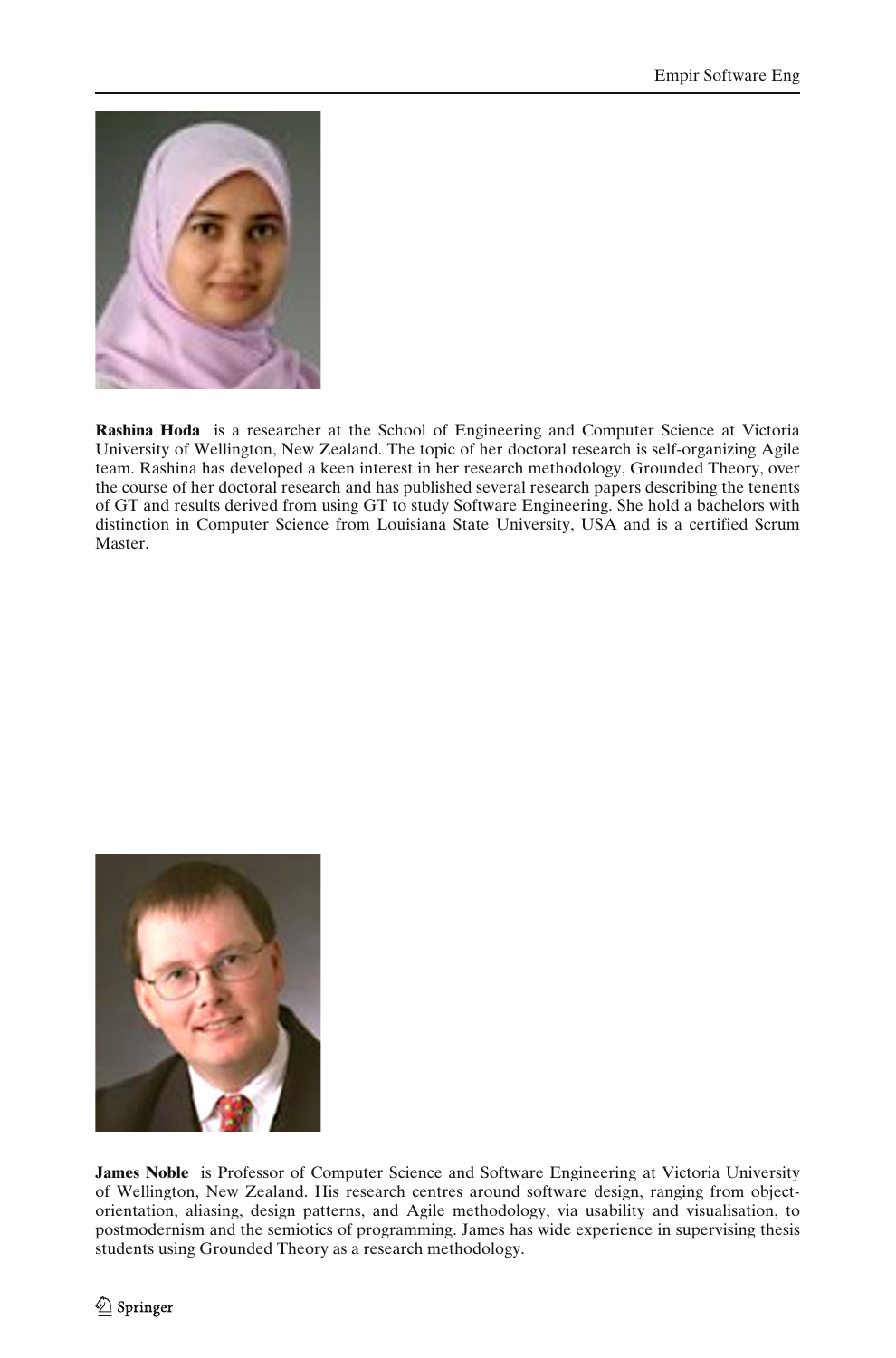**Rashina Hoda** is a researcher at the School of Engineering and Computer Science at Victoria University of Wellington, New Zealand. The topic of her doctoral research is self-organizing Agile team. Rashina has developed a keen interest in her research methodology, Grounded Theory, over the course of her doctoral research and has published several research papers describing the tenents of GT and results derived from using GT to study Software Engineering. She hold a bachelors with distinction in Computer Science from Louisiana State University, USA and is a certified Scrum Master.

**James Noble** is Professor of Computer Science and Software Engineering at Victoria University of Wellington, New Zealand. His research centres around software design, ranging from object-orientation, aliasing, design patterns, and Agile methodology, via usability and visualisation, to postmodernism and the semiotics of programming. James has wide experience in supervising thesis students using Grounded Theory as a research methodology.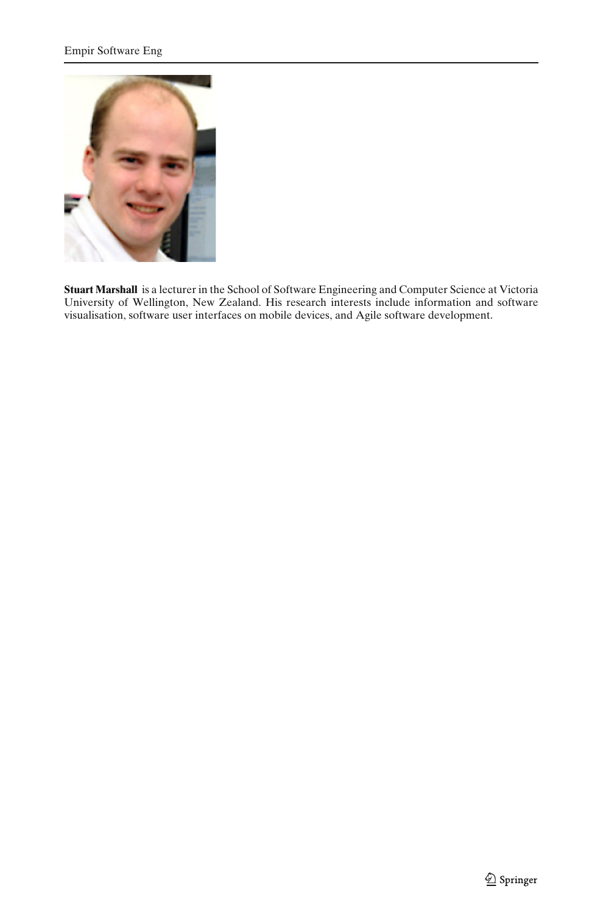**Stuart Marshall** is a lecturer in the School of Software Engineering and Computer Science at Victoria University of Wellington, New Zealand. His research interests include information and software visualisation, software user interfaces on mobile devices, and Agile software development.